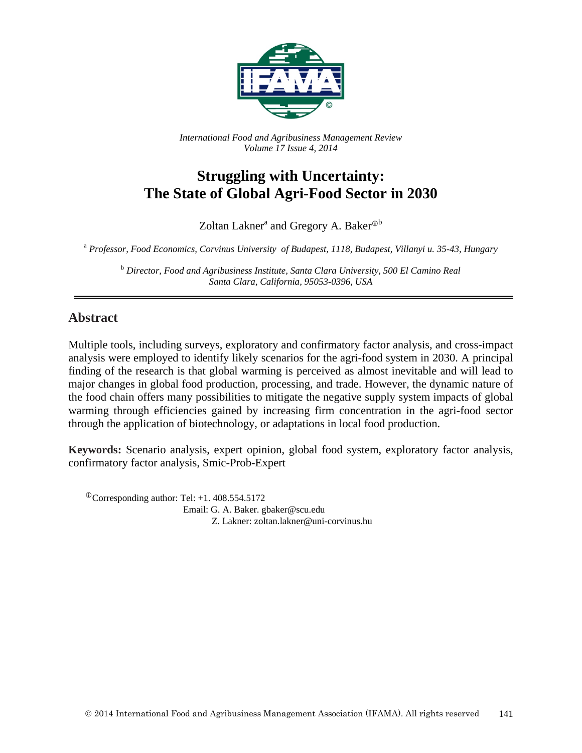*International Food and Agribusiness Management Review*
*Volume 17 Issue 4, 2014*

# Struggling with Uncertainty: The State of Global Agri-Food Sector in 2030

Zoltan Lakner[a] and Gregory A. Baker[①b]

[a] *Professor, Food Economics, Corvinus University of Budapest, 1118, Budapest, Villanyi u. 35-43, Hungary*

[b] *Director, Food and Agribusiness Institute, Santa Clara University, 500 El Camino Real Santa Clara, California, 95053-0396, USA*

## Abstract

Multiple tools, including surveys, exploratory and confirmatory factor analysis, and cross-impact analysis were employed to identify likely scenarios for the agri-food system in 2030. A principal finding of the research is that global warming is perceived as almost inevitable and will lead to major changes in global food production, processing, and trade. However, the dynamic nature of the food chain offers many possibilities to mitigate the negative supply system impacts of global warming through efficiencies gained by increasing firm concentration in the agri-food sector through the application of biotechnology, or adaptations in local food production.

**Keywords:** Scenario analysis, expert opinion, global food system, exploratory factor analysis, confirmatory factor analysis, Smic-Prob-Expert

[①]Corresponding author: Tel: +1. 408.554.5172
Email: G. A. Baker. gbaker@scu.edu
Z. Lakner: zoltan.lakner@uni-corvinus.hu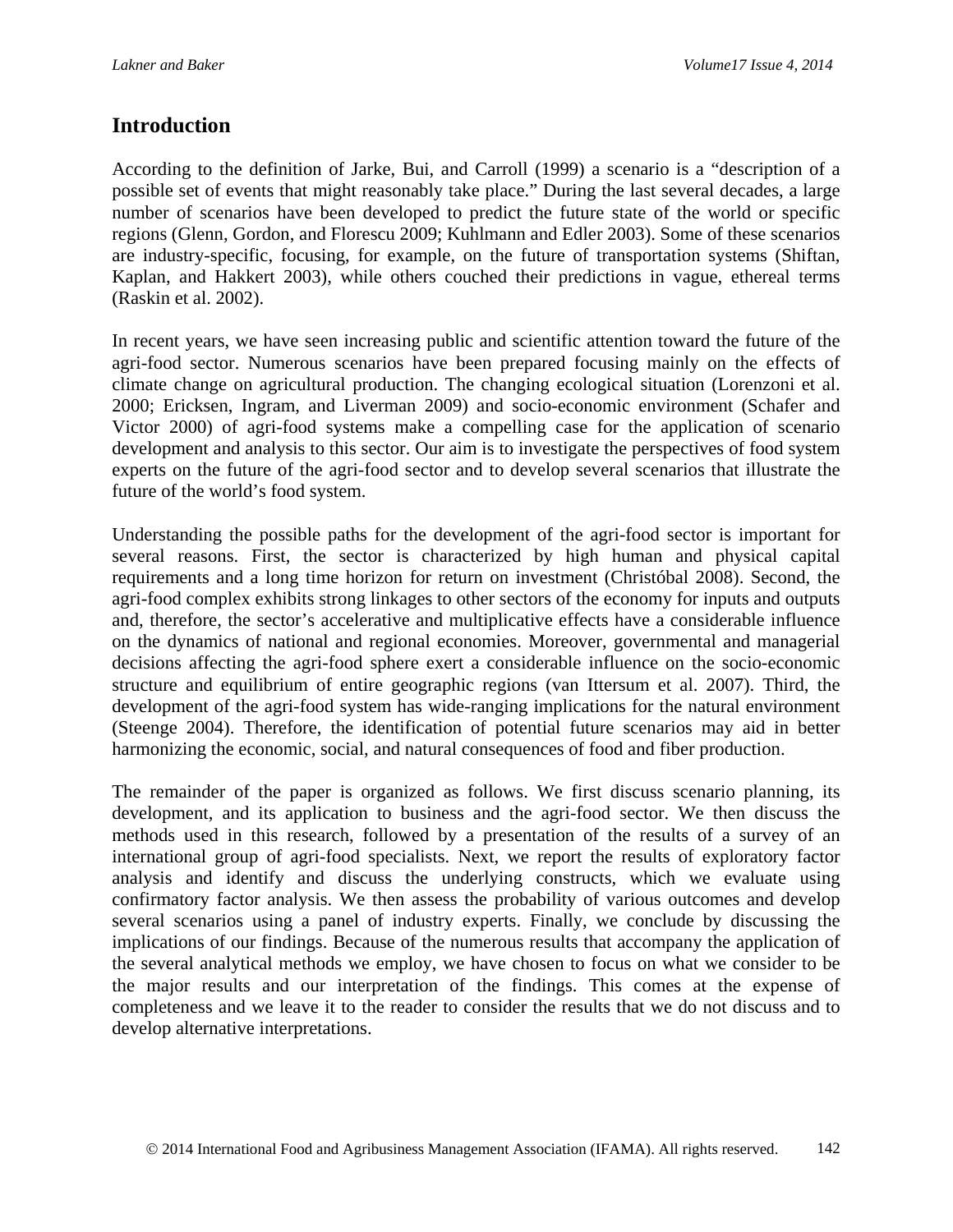## Introduction

According to the definition of Jarke, Bui, and Carroll (1999) a scenario is a "description of a possible set of events that might reasonably take place." During the last several decades, a large number of scenarios have been developed to predict the future state of the world or specific regions (Glenn, Gordon, and Florescu 2009; Kuhlmann and Edler 2003). Some of these scenarios are industry-specific, focusing, for example, on the future of transportation systems (Shiftan, Kaplan, and Hakkert 2003), while others couched their predictions in vague, ethereal terms (Raskin et al. 2002).

In recent years, we have seen increasing public and scientific attention toward the future of the agri-food sector. Numerous scenarios have been prepared focusing mainly on the effects of climate change on agricultural production. The changing ecological situation (Lorenzoni et al. 2000; Ericksen, Ingram, and Liverman 2009) and socio-economic environment (Schafer and Victor 2000) of agri-food systems make a compelling case for the application of scenario development and analysis to this sector. Our aim is to investigate the perspectives of food system experts on the future of the agri-food sector and to develop several scenarios that illustrate the future of the world's food system.

Understanding the possible paths for the development of the agri-food sector is important for several reasons. First, the sector is characterized by high human and physical capital requirements and a long time horizon for return on investment (Christóbal 2008). Second, the agri-food complex exhibits strong linkages to other sectors of the economy for inputs and outputs and, therefore, the sector's accelerative and multiplicative effects have a considerable influence on the dynamics of national and regional economies. Moreover, governmental and managerial decisions affecting the agri-food sphere exert a considerable influence on the socio-economic structure and equilibrium of entire geographic regions (van Ittersum et al. 2007). Third, the development of the agri-food system has wide-ranging implications for the natural environment (Steenge 2004). Therefore, the identification of potential future scenarios may aid in better harmonizing the economic, social, and natural consequences of food and fiber production.

The remainder of the paper is organized as follows. We first discuss scenario planning, its development, and its application to business and the agri-food sector. We then discuss the methods used in this research, followed by a presentation of the results of a survey of an international group of agri-food specialists. Next, we report the results of exploratory factor analysis and identify and discuss the underlying constructs, which we evaluate using confirmatory factor analysis. We then assess the probability of various outcomes and develop several scenarios using a panel of industry experts. Finally, we conclude by discussing the implications of our findings. Because of the numerous results that accompany the application of the several analytical methods we employ, we have chosen to focus on what we consider to be the major results and our interpretation of the findings. This comes at the expense of completeness and we leave it to the reader to consider the results that we do not discuss and to develop alternative interpretations.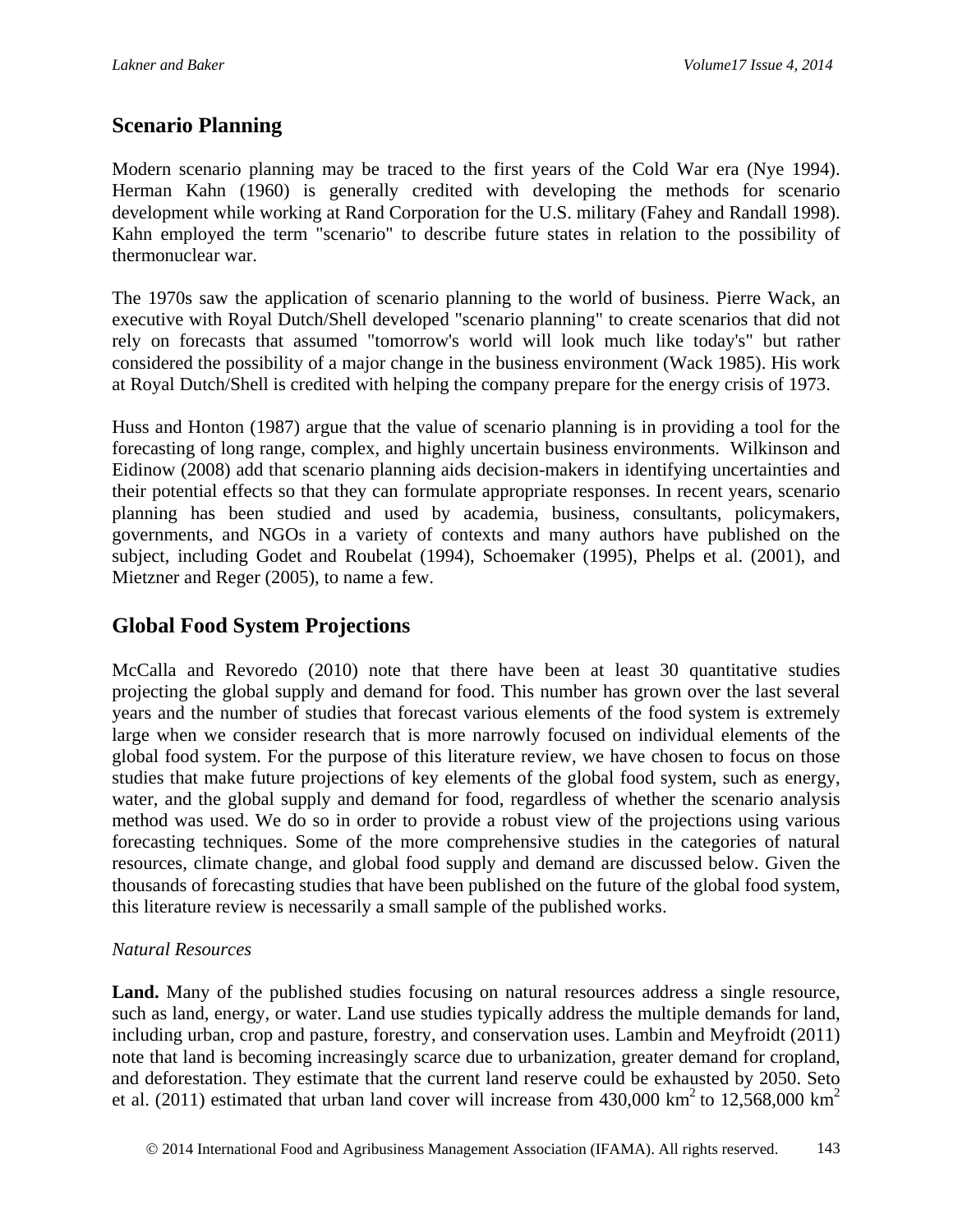## Scenario Planning

Modern scenario planning may be traced to the first years of the Cold War era (Nye 1994). Herman Kahn (1960) is generally credited with developing the methods for scenario development while working at Rand Corporation for the U.S. military (Fahey and Randall 1998). Kahn employed the term "scenario" to describe future states in relation to the possibility of thermonuclear war.

The 1970s saw the application of scenario planning to the world of business. Pierre Wack, an executive with Royal Dutch/Shell developed "scenario planning" to create scenarios that did not rely on forecasts that assumed "tomorrow's world will look much like today's" but rather considered the possibility of a major change in the business environment (Wack 1985). His work at Royal Dutch/Shell is credited with helping the company prepare for the energy crisis of 1973.

Huss and Honton (1987) argue that the value of scenario planning is in providing a tool for the forecasting of long range, complex, and highly uncertain business environments. Wilkinson and Eidinow (2008) add that scenario planning aids decision-makers in identifying uncertainties and their potential effects so that they can formulate appropriate responses. In recent years, scenario planning has been studied and used by academia, business, consultants, policymakers, governments, and NGOs in a variety of contexts and many authors have published on the subject, including Godet and Roubelat (1994), Schoemaker (1995), Phelps et al. (2001), and Mietzner and Reger (2005), to name a few.

## Global Food System Projections

McCalla and Revoredo (2010) note that there have been at least 30 quantitative studies projecting the global supply and demand for food. This number has grown over the last several years and the number of studies that forecast various elements of the food system is extremely large when we consider research that is more narrowly focused on individual elements of the global food system. For the purpose of this literature review, we have chosen to focus on those studies that make future projections of key elements of the global food system, such as energy, water, and the global supply and demand for food, regardless of whether the scenario analysis method was used. We do so in order to provide a robust view of the projections using various forecasting techniques. Some of the more comprehensive studies in the categories of natural resources, climate change, and global food supply and demand are discussed below. Given the thousands of forecasting studies that have been published on the future of the global food system, this literature review is necessarily a small sample of the published works.

### *Natural Resources*

**Land.** Many of the published studies focusing on natural resources address a single resource, such as land, energy, or water. Land use studies typically address the multiple demands for land, including urban, crop and pasture, forestry, and conservation uses. Lambin and Meyfroidt (2011) note that land is becoming increasingly scarce due to urbanization, greater demand for cropland, and deforestation. They estimate that the current land reserve could be exhausted by 2050. Seto et al. (2011) estimated that urban land cover will increase from 430,000 $km^2$ to 12,568,000 $km^2$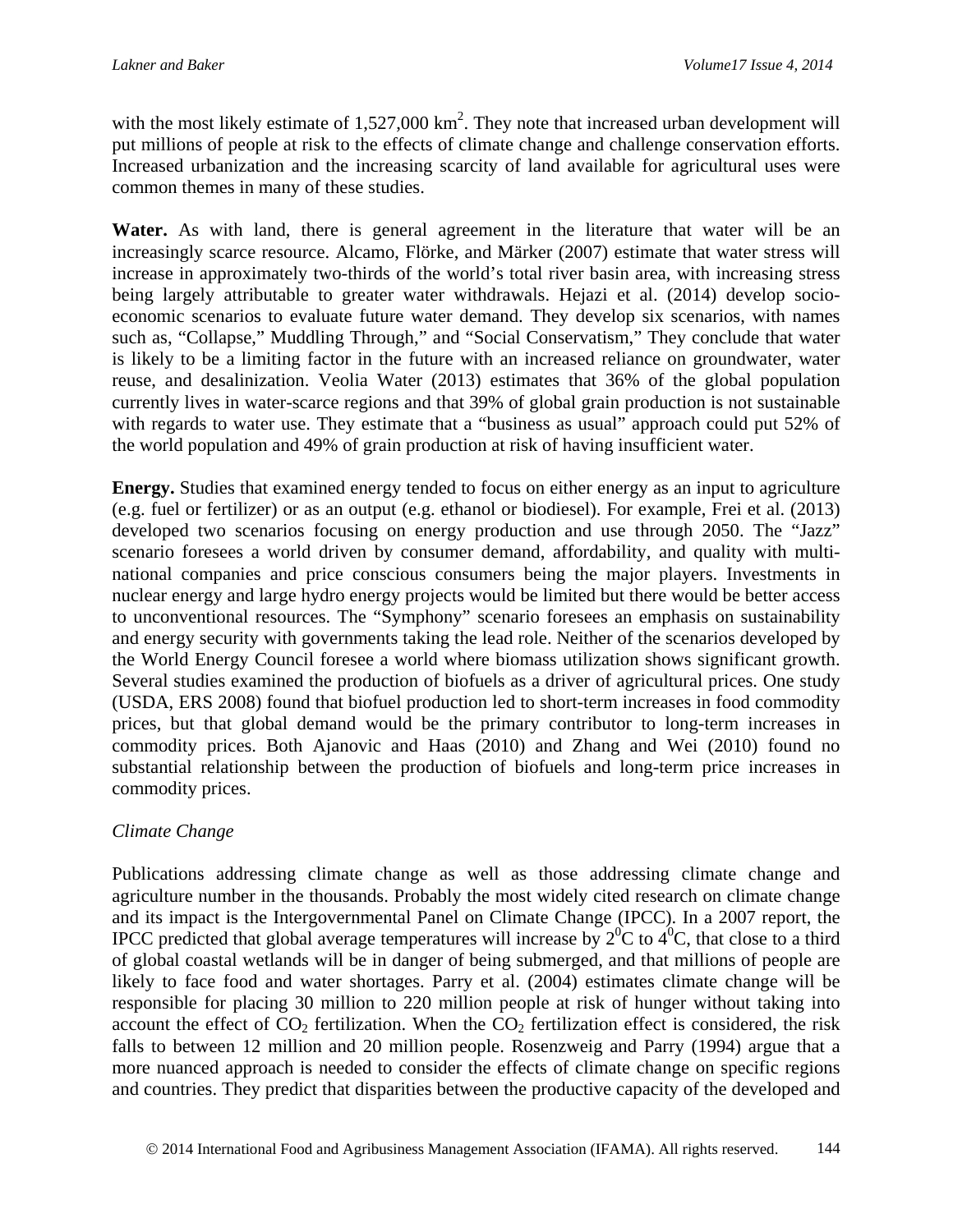with the most likely estimate of 1,527,000 km$^2$. They note that increased urban development will put millions of people at risk to the effects of climate change and challenge conservation efforts. Increased urbanization and the increasing scarcity of land available for agricultural uses were common themes in many of these studies.

**Water.** As with land, there is general agreement in the literature that water will be an increasingly scarce resource. Alcamo, Flörke, and Märker (2007) estimate that water stress will increase in approximately two-thirds of the world's total river basin area, with increasing stress being largely attributable to greater water withdrawals. Hejazi et al. (2014) develop socio-economic scenarios to evaluate future water demand. They develop six scenarios, with names such as, "Collapse," Muddling Through," and "Social Conservatism," They conclude that water is likely to be a limiting factor in the future with an increased reliance on groundwater, water reuse, and desalinization. Veolia Water (2013) estimates that 36% of the global population currently lives in water-scarce regions and that 39% of global grain production is not sustainable with regards to water use. They estimate that a "business as usual" approach could put 52% of the world population and 49% of grain production at risk of having insufficient water.

**Energy.** Studies that examined energy tended to focus on either energy as an input to agriculture (e.g. fuel or fertilizer) or as an output (e.g. ethanol or biodiesel). For example, Frei et al. (2013) developed two scenarios focusing on energy production and use through 2050. The "Jazz" scenario foresees a world driven by consumer demand, affordability, and quality with multi-national companies and price conscious consumers being the major players. Investments in nuclear energy and large hydro energy projects would be limited but there would be better access to unconventional resources. The "Symphony" scenario foresees an emphasis on sustainability and energy security with governments taking the lead role. Neither of the scenarios developed by the World Energy Council foresee a world where biomass utilization shows significant growth. Several studies examined the production of biofuels as a driver of agricultural prices. One study (USDA, ERS 2008) found that biofuel production led to short-term increases in food commodity prices, but that global demand would be the primary contributor to long-term increases in commodity prices. Both Ajanovic and Haas (2010) and Zhang and Wei (2010) found no substantial relationship between the production of biofuels and long-term price increases in commodity prices.

*Climate Change*

Publications addressing climate change as well as those addressing climate change and agriculture number in the thousands. Probably the most widely cited research on climate change and its impact is the Intergovernmental Panel on Climate Change (IPCC). In a 2007 report, the IPCC predicted that global average temperatures will increase by $2^0$C to $4^0$C, that close to a third of global coastal wetlands will be in danger of being submerged, and that millions of people are likely to face food and water shortages. Parry et al. (2004) estimates climate change will be responsible for placing 30 million to 220 million people at risk of hunger without taking into account the effect of $CO_2$ fertilization. When the $CO_2$ fertilization effect is considered, the risk falls to between 12 million and 20 million people. Rosenzweig and Parry (1994) argue that a more nuanced approach is needed to consider the effects of climate change on specific regions and countries. They predict that disparities between the productive capacity of the developed and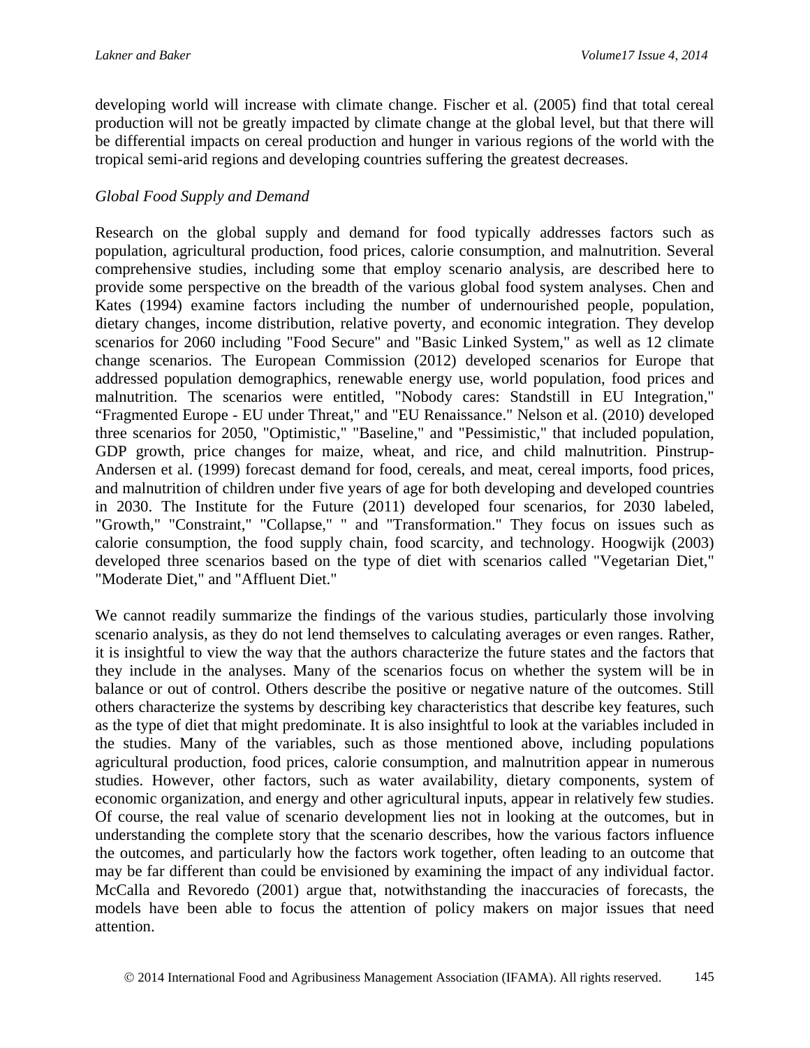developing world will increase with climate change. Fischer et al. (2005) find that total cereal production will not be greatly impacted by climate change at the global level, but that there will be differential impacts on cereal production and hunger in various regions of the world with the tropical semi-arid regions and developing countries suffering the greatest decreases.

*Global Food Supply and Demand*

Research on the global supply and demand for food typically addresses factors such as population, agricultural production, food prices, calorie consumption, and malnutrition. Several comprehensive studies, including some that employ scenario analysis, are described here to provide some perspective on the breadth of the various global food system analyses. Chen and Kates (1994) examine factors including the number of undernourished people, population, dietary changes, income distribution, relative poverty, and economic integration. They develop scenarios for 2060 including "Food Secure" and "Basic Linked System," as well as 12 climate change scenarios. The European Commission (2012) developed scenarios for Europe that addressed population demographics, renewable energy use, world population, food prices and malnutrition. The scenarios were entitled, "Nobody cares: Standstill in EU Integration," "Fragmented Europe - EU under Threat," and "EU Renaissance." Nelson et al. (2010) developed three scenarios for 2050, "Optimistic," "Baseline," and "Pessimistic," that included population, GDP growth, price changes for maize, wheat, and rice, and child malnutrition. Pinstrup-Andersen et al. (1999) forecast demand for food, cereals, and meat, cereal imports, food prices, and malnutrition of children under five years of age for both developing and developed countries in 2030. The Institute for the Future (2011) developed four scenarios, for 2030 labeled, "Growth," "Constraint," "Collapse," " and "Transformation." They focus on issues such as calorie consumption, the food supply chain, food scarcity, and technology. Hoogwijk (2003) developed three scenarios based on the type of diet with scenarios called "Vegetarian Diet," "Moderate Diet," and "Affluent Diet."

We cannot readily summarize the findings of the various studies, particularly those involving scenario analysis, as they do not lend themselves to calculating averages or even ranges. Rather, it is insightful to view the way that the authors characterize the future states and the factors that they include in the analyses. Many of the scenarios focus on whether the system will be in balance or out of control. Others describe the positive or negative nature of the outcomes. Still others characterize the systems by describing key characteristics that describe key features, such as the type of diet that might predominate. It is also insightful to look at the variables included in the studies. Many of the variables, such as those mentioned above, including populations agricultural production, food prices, calorie consumption, and malnutrition appear in numerous studies. However, other factors, such as water availability, dietary components, system of economic organization, and energy and other agricultural inputs, appear in relatively few studies. Of course, the real value of scenario development lies not in looking at the outcomes, but in understanding the complete story that the scenario describes, how the various factors influence the outcomes, and particularly how the factors work together, often leading to an outcome that may be far different than could be envisioned by examining the impact of any individual factor. McCalla and Revoredo (2001) argue that, notwithstanding the inaccuracies of forecasts, the models have been able to focus the attention of policy makers on major issues that need attention.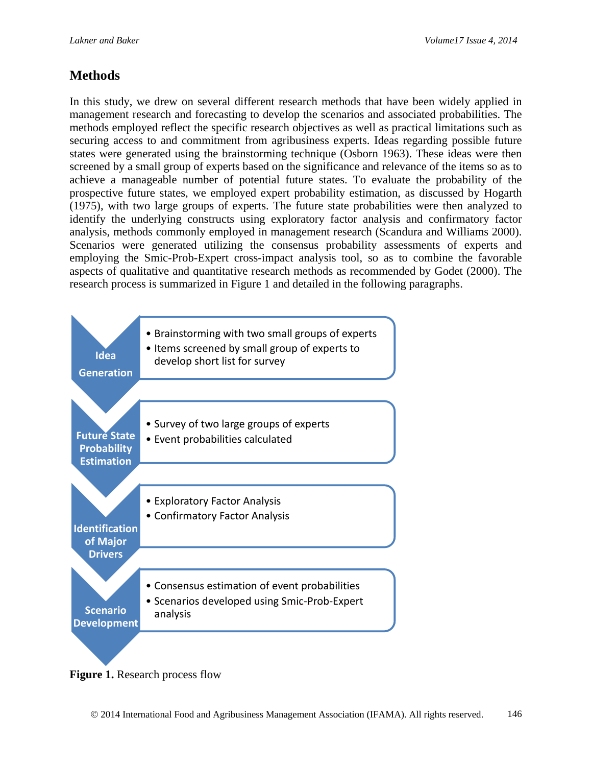## Methods

In this study, we drew on several different research methods that have been widely applied in management research and forecasting to develop the scenarios and associated probabilities. The methods employed reflect the specific research objectives as well as practical limitations such as securing access to and commitment from agribusiness experts. Ideas regarding possible future states were generated using the brainstorming technique (Osborn 1963). These ideas were then screened by a small group of experts based on the significance and relevance of the items so as to achieve a manageable number of potential future states. To evaluate the probability of the prospective future states, we employed expert probability estimation, as discussed by Hogarth (1975), with two large groups of experts. The future state probabilities were then analyzed to identify the underlying constructs using exploratory factor analysis and confirmatory factor analysis, methods commonly employed in management research (Scandura and Williams 2000). Scenarios were generated utilizing the consensus probability assessments of experts and employing the Smic-Prob-Expert cross-impact analysis tool, so as to combine the favorable aspects of qualitative and quantitative research methods as recommended by Godet (2000). The research process is summarized in Figure 1 and detailed in the following paragraphs.

**Idea Generation**
- Brainstorming with two small groups of experts
- Items screened by small group of experts to develop short list for survey

**Future State Probability Estimation**
- Survey of two large groups of experts
- Event probabilities calculated

**Identification of Major Drivers**
- Exploratory Factor Analysis
- Confirmatory Factor Analysis

**Scenario Development**
- Consensus estimation of event probabilities
- Scenarios developed using Smic-Prob-Expert analysis

**Figure 1.** Research process flow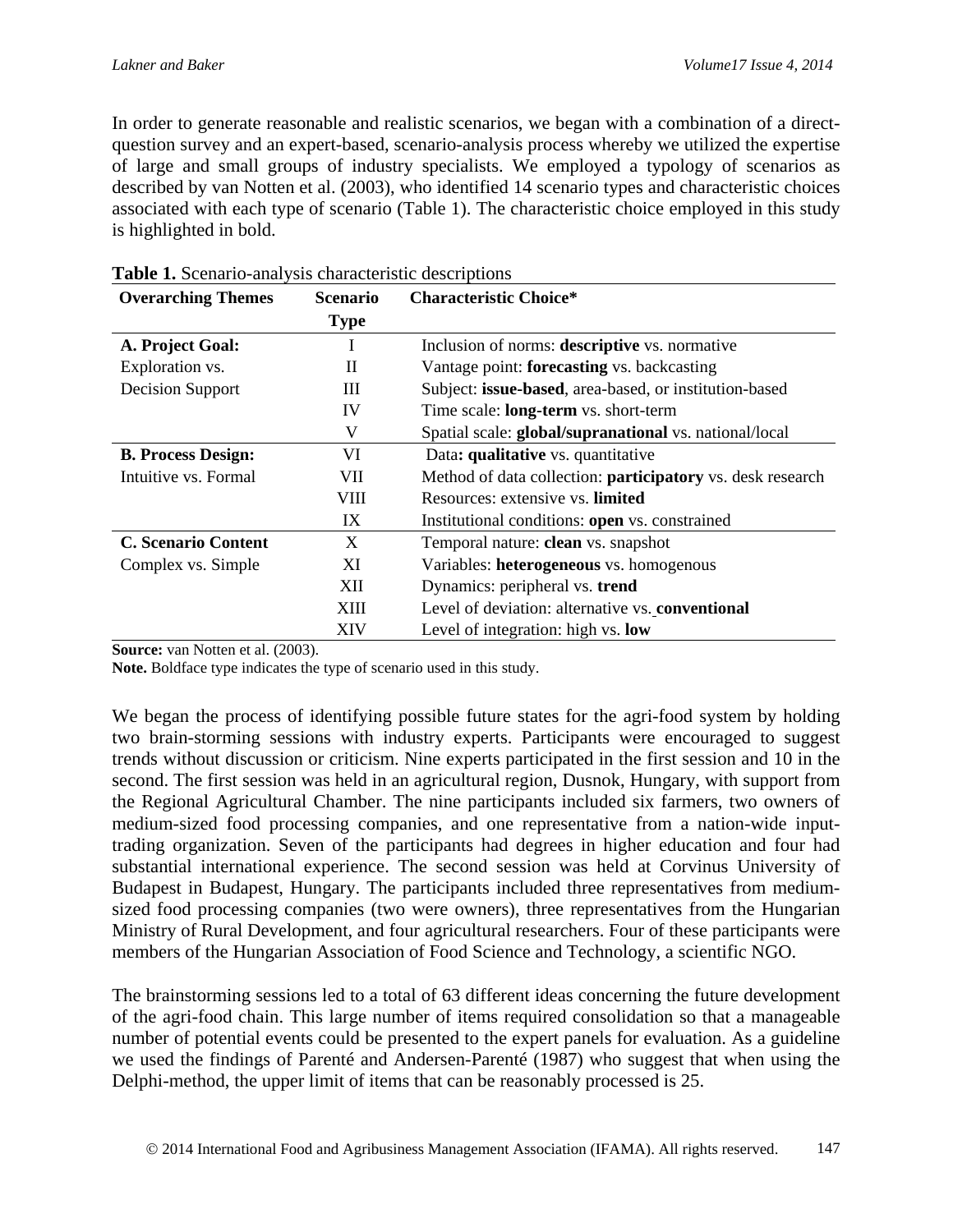In order to generate reasonable and realistic scenarios, we began with a combination of a direct-question survey and an expert-based, scenario-analysis process whereby we utilized the expertise of large and small groups of industry specialists. We employed a typology of scenarios as described by van Notten et al. (2003), who identified 14 scenario types and characteristic choices associated with each type of scenario (Table 1). The characteristic choice employed in this study is highlighted in bold.

**Table 1.** Scenario-analysis characteristic descriptions

| Overarching Themes | Scenario Type | Characteristic Choice* |
|---|---|---|
| **A. Project Goal:** | I | Inclusion of norms: **descriptive** vs. normative |
| Exploration vs. | II | Vantage point: **forecasting** vs. backcasting |
| Decision Support | III | Subject: **issue-based**, area-based, or institution-based |
| | IV | Time scale: **long-term** vs. short-term |
| | V | Spatial scale: **global/supranational** vs. national/local |
| **B. Process Design:** | VI | Data**: qualitative** vs. quantitative |
| Intuitive vs. Formal | VII | Method of data collection: **participatory** vs. desk research |
| | VIII | Resources: extensive vs. **limited** |
| | IX | Institutional conditions: **open** vs. constrained |
| **C. Scenario Content** | X | Temporal nature: **clean** vs. snapshot |
| Complex vs. Simple | XI | Variables: **heterogeneous** vs. homogenous |
| | XII | Dynamics: peripheral vs. **trend** |
| | XIII | Level of deviation: alternative vs. **conventional** |
| | XIV | Level of integration: high vs. **low** |

**Source:** van Notten et al. (2003).
**Note.** Boldface type indicates the type of scenario used in this study.

We began the process of identifying possible future states for the agri-food system by holding two brain-storming sessions with industry experts. Participants were encouraged to suggest trends without discussion or criticism. Nine experts participated in the first session and 10 in the second. The first session was held in an agricultural region, Dusnok, Hungary, with support from the Regional Agricultural Chamber. The nine participants included six farmers, two owners of medium-sized food processing companies, and one representative from a nation-wide input-trading organization. Seven of the participants had degrees in higher education and four had substantial international experience. The second session was held at Corvinus University of Budapest in Budapest, Hungary. The participants included three representatives from medium-sized food processing companies (two were owners), three representatives from the Hungarian Ministry of Rural Development, and four agricultural researchers. Four of these participants were members of the Hungarian Association of Food Science and Technology, a scientific NGO.

The brainstorming sessions led to a total of 63 different ideas concerning the future development of the agri-food chain. This large number of items required consolidation so that a manageable number of potential events could be presented to the expert panels for evaluation. As a guideline we used the findings of Parenté and Andersen-Parenté (1987) who suggest that when using the Delphi-method, the upper limit of items that can be reasonably processed is 25.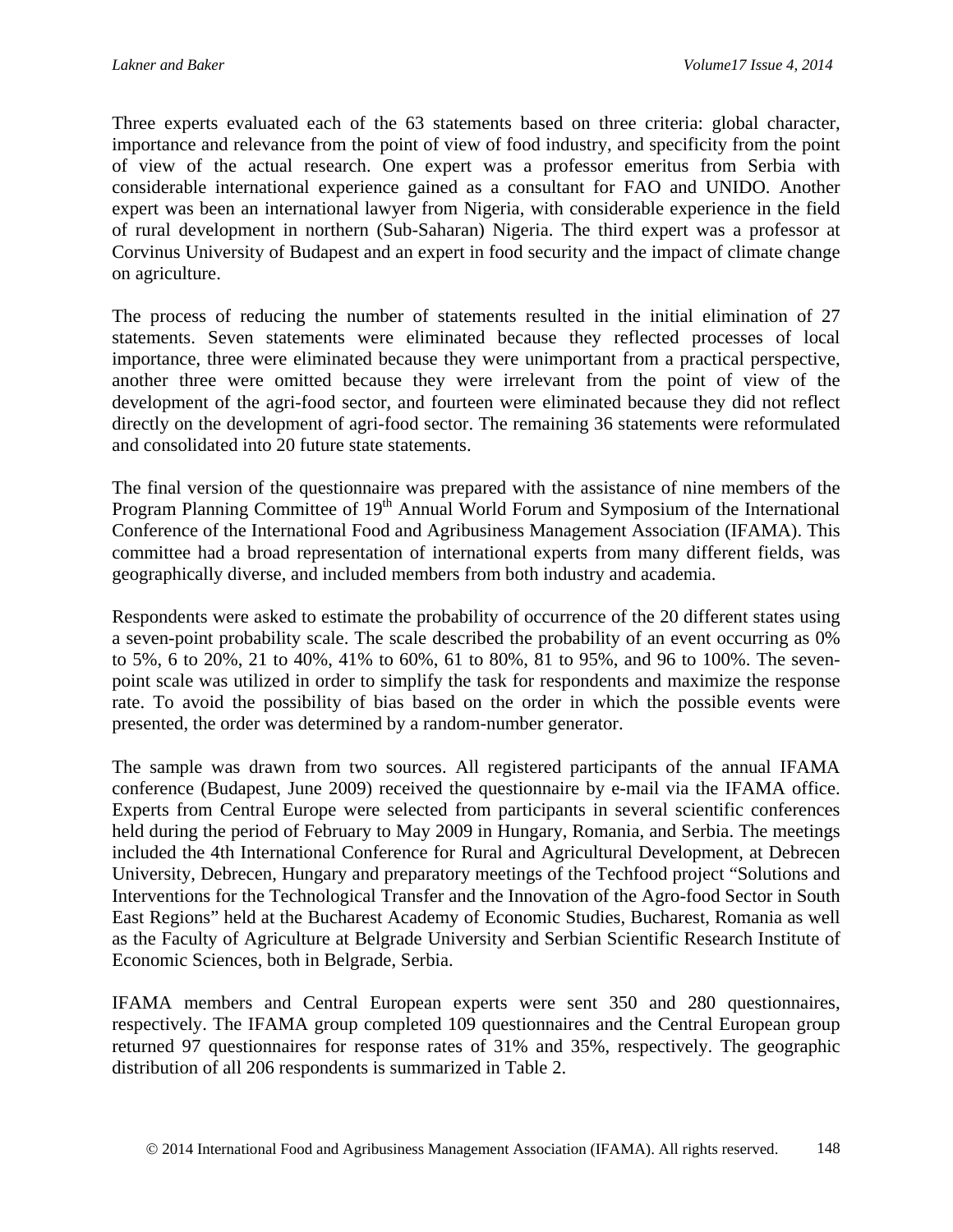Three experts evaluated each of the 63 statements based on three criteria: global character, importance and relevance from the point of view of food industry, and specificity from the point of view of the actual research. One expert was a professor emeritus from Serbia with considerable international experience gained as a consultant for FAO and UNIDO. Another expert was been an international lawyer from Nigeria, with considerable experience in the field of rural development in northern (Sub-Saharan) Nigeria. The third expert was a professor at Corvinus University of Budapest and an expert in food security and the impact of climate change on agriculture.

The process of reducing the number of statements resulted in the initial elimination of 27 statements. Seven statements were eliminated because they reflected processes of local importance, three were eliminated because they were unimportant from a practical perspective, another three were omitted because they were irrelevant from the point of view of the development of the agri-food sector, and fourteen were eliminated because they did not reflect directly on the development of agri-food sector. The remaining 36 statements were reformulated and consolidated into 20 future state statements.

The final version of the questionnaire was prepared with the assistance of nine members of the Program Planning Committee of 19th Annual World Forum and Symposium of the International Conference of the International Food and Agribusiness Management Association (IFAMA). This committee had a broad representation of international experts from many different fields, was geographically diverse, and included members from both industry and academia.

Respondents were asked to estimate the probability of occurrence of the 20 different states using a seven-point probability scale. The scale described the probability of an event occurring as 0% to 5%, 6 to 20%, 21 to 40%, 41% to 60%, 61 to 80%, 81 to 95%, and 96 to 100%. The seven-point scale was utilized in order to simplify the task for respondents and maximize the response rate. To avoid the possibility of bias based on the order in which the possible events were presented, the order was determined by a random-number generator.

The sample was drawn from two sources. All registered participants of the annual IFAMA conference (Budapest, June 2009) received the questionnaire by e-mail via the IFAMA office. Experts from Central Europe were selected from participants in several scientific conferences held during the period of February to May 2009 in Hungary, Romania, and Serbia. The meetings included the 4th International Conference for Rural and Agricultural Development, at Debrecen University, Debrecen, Hungary and preparatory meetings of the Techfood project "Solutions and Interventions for the Technological Transfer and the Innovation of the Agro-food Sector in South East Regions" held at the Bucharest Academy of Economic Studies, Bucharest, Romania as well as the Faculty of Agriculture at Belgrade University and Serbian Scientific Research Institute of Economic Sciences, both in Belgrade, Serbia.

IFAMA members and Central European experts were sent 350 and 280 questionnaires, respectively. The IFAMA group completed 109 questionnaires and the Central European group returned 97 questionnaires for response rates of 31% and 35%, respectively. The geographic distribution of all 206 respondents is summarized in Table 2.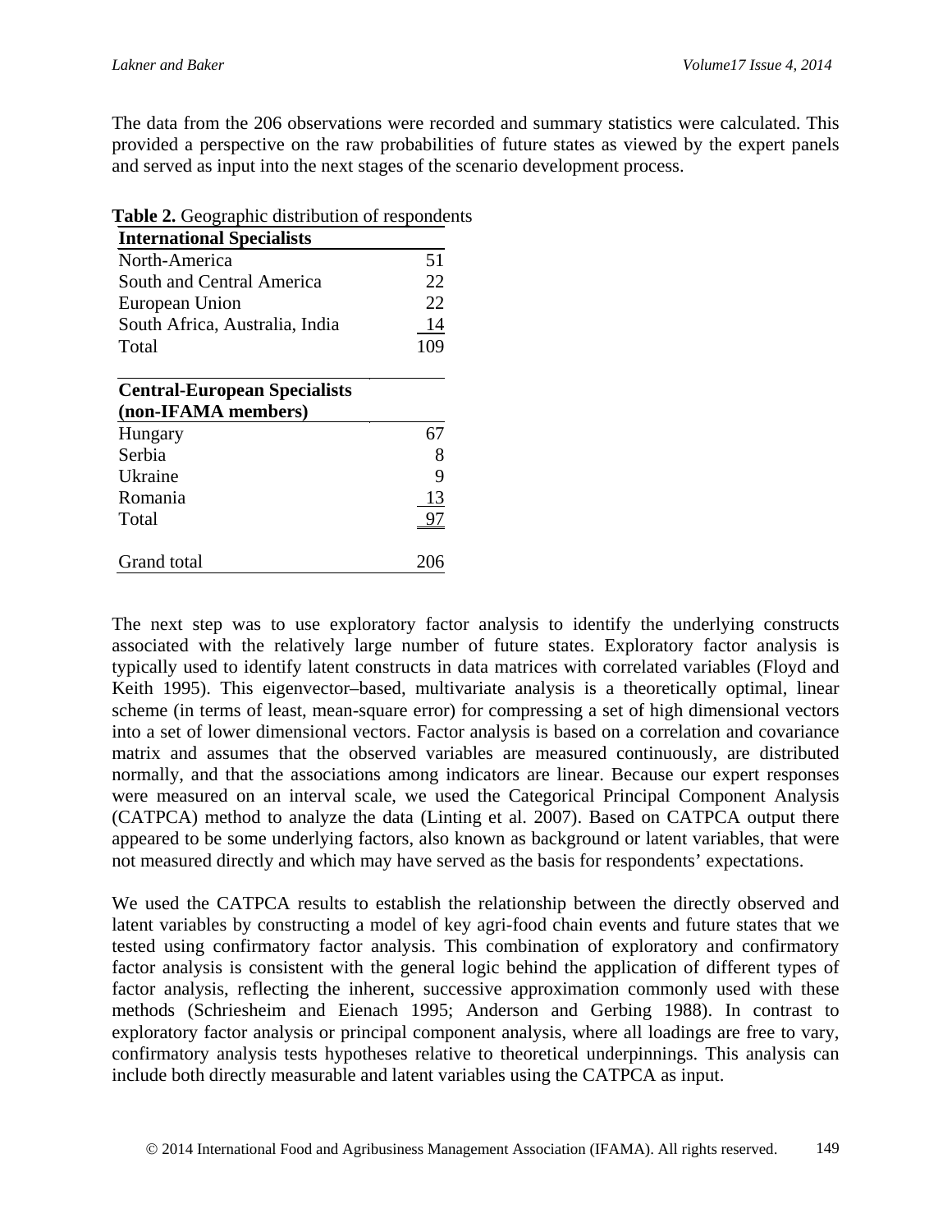The data from the 206 observations were recorded and summary statistics were calculated. This provided a perspective on the raw probabilities of future states as viewed by the expert panels and served as input into the next stages of the scenario development process.

**Table 2.** Geographic distribution of respondents

| **International Specialists** | |
|---|---|
| North-America | 51 |
| South and Central America | 22 |
| European Union | 22 |
| South Africa, Australia, India | 14 |
| Total | 109 |
| | |
| **Central-European Specialists (non-IFAMA members)** | |
| Hungary | 67 |
| Serbia | 8 |
| Ukraine | 9 |
| Romania | 13 |
| Total | 97 |
| | |
| Grand total | 206 |

The next step was to use exploratory factor analysis to identify the underlying constructs associated with the relatively large number of future states. Exploratory factor analysis is typically used to identify latent constructs in data matrices with correlated variables (Floyd and Keith 1995). This eigenvector–based, multivariate analysis is a theoretically optimal, linear scheme (in terms of least, mean-square error) for compressing a set of high dimensional vectors into a set of lower dimensional vectors. Factor analysis is based on a correlation and covariance matrix and assumes that the observed variables are measured continuously, are distributed normally, and that the associations among indicators are linear. Because our expert responses were measured on an interval scale, we used the Categorical Principal Component Analysis (CATPCA) method to analyze the data (Linting et al. 2007). Based on CATPCA output there appeared to be some underlying factors, also known as background or latent variables, that were not measured directly and which may have served as the basis for respondents' expectations.

We used the CATPCA results to establish the relationship between the directly observed and latent variables by constructing a model of key agri-food chain events and future states that we tested using confirmatory factor analysis. This combination of exploratory and confirmatory factor analysis is consistent with the general logic behind the application of different types of factor analysis, reflecting the inherent, successive approximation commonly used with these methods (Schriesheim and Eienach 1995; Anderson and Gerbing 1988). In contrast to exploratory factor analysis or principal component analysis, where all loadings are free to vary, confirmatory analysis tests hypotheses relative to theoretical underpinnings. This analysis can include both directly measurable and latent variables using the CATPCA as input.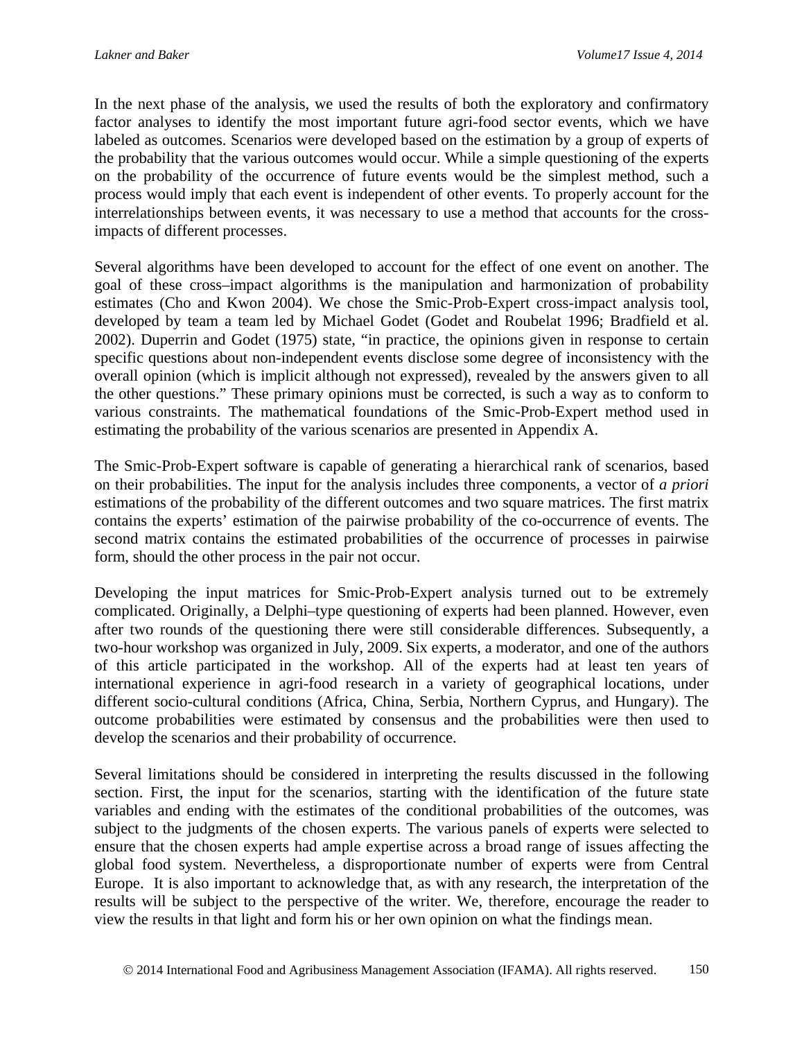In the next phase of the analysis, we used the results of both the exploratory and confirmatory factor analyses to identify the most important future agri-food sector events, which we have labeled as outcomes. Scenarios were developed based on the estimation by a group of experts of the probability that the various outcomes would occur. While a simple questioning of the experts on the probability of the occurrence of future events would be the simplest method, such a process would imply that each event is independent of other events. To properly account for the interrelationships between events, it was necessary to use a method that accounts for the cross-impacts of different processes.

Several algorithms have been developed to account for the effect of one event on another. The goal of these cross–impact algorithms is the manipulation and harmonization of probability estimates (Cho and Kwon 2004). We chose the Smic-Prob-Expert cross-impact analysis tool, developed by team a team led by Michael Godet (Godet and Roubelat 1996; Bradfield et al. 2002). Duperrin and Godet (1975) state, "in practice, the opinions given in response to certain specific questions about non-independent events disclose some degree of inconsistency with the overall opinion (which is implicit although not expressed), revealed by the answers given to all the other questions." These primary opinions must be corrected, is such a way as to conform to various constraints. The mathematical foundations of the Smic-Prob-Expert method used in estimating the probability of the various scenarios are presented in Appendix A.

The Smic-Prob-Expert software is capable of generating a hierarchical rank of scenarios, based on their probabilities. The input for the analysis includes three components, a vector of *a priori* estimations of the probability of the different outcomes and two square matrices. The first matrix contains the experts' estimation of the pairwise probability of the co-occurrence of events. The second matrix contains the estimated probabilities of the occurrence of processes in pairwise form, should the other process in the pair not occur.

Developing the input matrices for Smic-Prob-Expert analysis turned out to be extremely complicated. Originally, a Delphi–type questioning of experts had been planned. However, even after two rounds of the questioning there were still considerable differences. Subsequently, a two-hour workshop was organized in July, 2009. Six experts, a moderator, and one of the authors of this article participated in the workshop. All of the experts had at least ten years of international experience in agri-food research in a variety of geographical locations, under different socio-cultural conditions (Africa, China, Serbia, Northern Cyprus, and Hungary). The outcome probabilities were estimated by consensus and the probabilities were then used to develop the scenarios and their probability of occurrence.

Several limitations should be considered in interpreting the results discussed in the following section. First, the input for the scenarios, starting with the identification of the future state variables and ending with the estimates of the conditional probabilities of the outcomes, was subject to the judgments of the chosen experts. The various panels of experts were selected to ensure that the chosen experts had ample expertise across a broad range of issues affecting the global food system. Nevertheless, a disproportionate number of experts were from Central Europe. It is also important to acknowledge that, as with any research, the interpretation of the results will be subject to the perspective of the writer. We, therefore, encourage the reader to view the results in that light and form his or her own opinion on what the findings mean.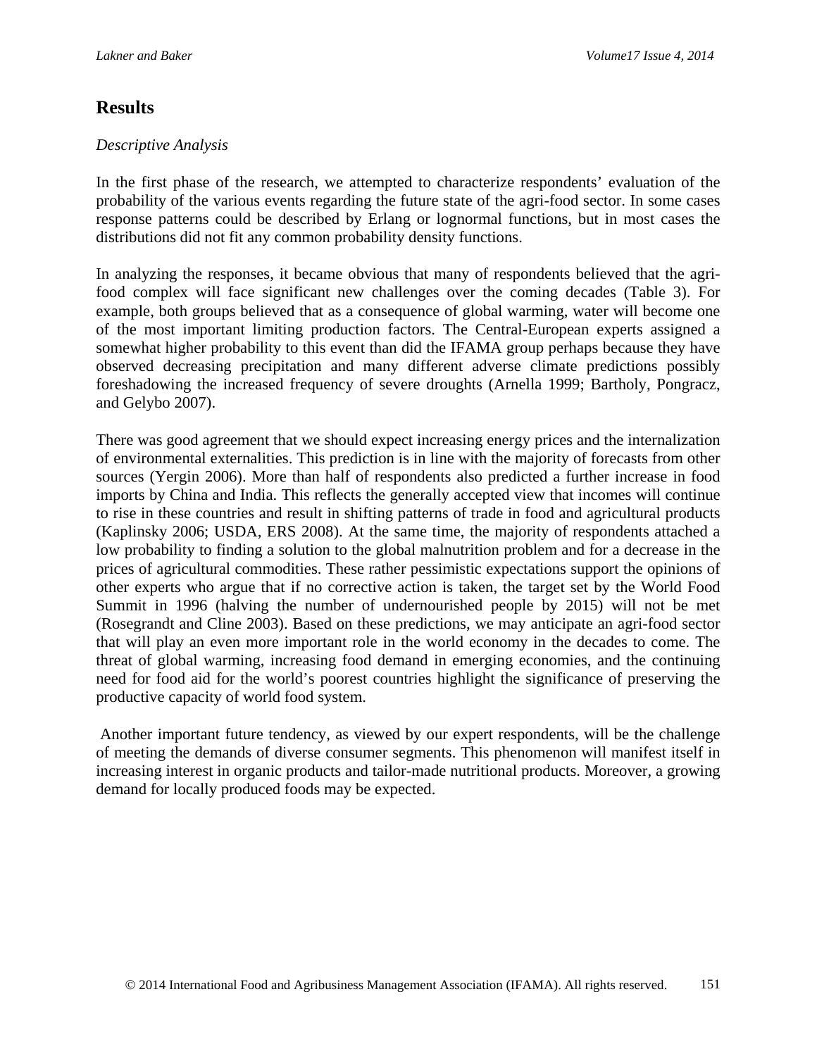## Results

*Descriptive Analysis*

In the first phase of the research, we attempted to characterize respondents' evaluation of the probability of the various events regarding the future state of the agri-food sector. In some cases response patterns could be described by Erlang or lognormal functions, but in most cases the distributions did not fit any common probability density functions.

In analyzing the responses, it became obvious that many of respondents believed that the agri-food complex will face significant new challenges over the coming decades (Table 3). For example, both groups believed that as a consequence of global warming, water will become one of the most important limiting production factors. The Central-European experts assigned a somewhat higher probability to this event than did the IFAMA group perhaps because they have observed decreasing precipitation and many different adverse climate predictions possibly foreshadowing the increased frequency of severe droughts (Arnella 1999; Bartholy, Pongracz, and Gelybo 2007).

There was good agreement that we should expect increasing energy prices and the internalization of environmental externalities. This prediction is in line with the majority of forecasts from other sources (Yergin 2006). More than half of respondents also predicted a further increase in food imports by China and India. This reflects the generally accepted view that incomes will continue to rise in these countries and result in shifting patterns of trade in food and agricultural products (Kaplinsky 2006; USDA, ERS 2008). At the same time, the majority of respondents attached a low probability to finding a solution to the global malnutrition problem and for a decrease in the prices of agricultural commodities. These rather pessimistic expectations support the opinions of other experts who argue that if no corrective action is taken, the target set by the World Food Summit in 1996 (halving the number of undernourished people by 2015) will not be met (Rosegrandt and Cline 2003). Based on these predictions, we may anticipate an agri-food sector that will play an even more important role in the world economy in the decades to come. The threat of global warming, increasing food demand in emerging economies, and the continuing need for food aid for the world's poorest countries highlight the significance of preserving the productive capacity of world food system.

Another important future tendency, as viewed by our expert respondents, will be the challenge of meeting the demands of diverse consumer segments. This phenomenon will manifest itself in increasing interest in organic products and tailor-made nutritional products. Moreover, a growing demand for locally produced foods may be expected.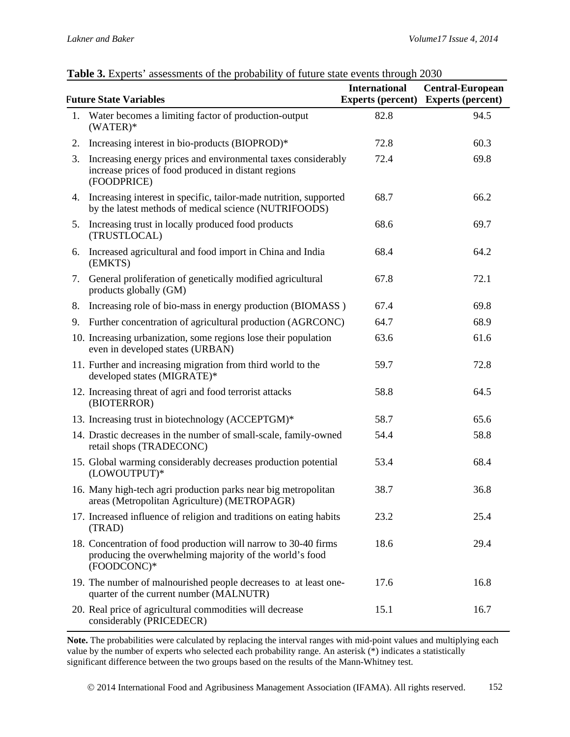**Table 3.** Experts' assessments of the probability of future state events through 2030

| Future State Variables | International Experts (percent) | Central-European Experts (percent) |
|---|---|---|
| 1. Water becomes a limiting factor of production-output (WATER)* | 82.8 | 94.5 |
| 2. Increasing interest in bio-products (BIOPROD)* | 72.8 | 60.3 |
| 3. Increasing energy prices and environmental taxes considerably increase prices of food produced in distant regions (FOODPRICE) | 72.4 | 69.8 |
| 4. Increasing interest in specific, tailor-made nutrition, supported by the latest methods of medical science (NUTRIFOODS) | 68.7 | 66.2 |
| 5. Increasing trust in locally produced food products (TRUSTLOCAL) | 68.6 | 69.7 |
| 6. Increased agricultural and food import in China and India (EMKTS) | 68.4 | 64.2 |
| 7. General proliferation of genetically modified agricultural products globally (GM) | 67.8 | 72.1 |
| 8. Increasing role of bio-mass in energy production (BIOMASS ) | 67.4 | 69.8 |
| 9. Further concentration of agricultural production (AGRCONC) | 64.7 | 68.9 |
| 10. Increasing urbanization, some regions lose their population even in developed states (URBAN) | 63.6 | 61.6 |
| 11. Further and increasing migration from third world to the developed states (MIGRATE)* | 59.7 | 72.8 |
| 12. Increasing threat of agri and food terrorist attacks (BIOTERROR) | 58.8 | 64.5 |
| 13. Increasing trust in biotechnology (ACCEPTGM)* | 58.7 | 65.6 |
| 14. Drastic decreases in the number of small-scale, family-owned retail shops (TRADECONC) | 54.4 | 58.8 |
| 15. Global warming considerably decreases production potential (LOWOUTPUT)* | 53.4 | 68.4 |
| 16. Many high-tech agri production parks near big metropolitan areas (Metropolitan Agriculture) (METROPAGR) | 38.7 | 36.8 |
| 17. Increased influence of religion and traditions on eating habits (TRAD) | 23.2 | 25.4 |
| 18. Concentration of food production will narrow to 30-40 firms producing the overwhelming majority of the world's food (FOODCONC)* | 18.6 | 29.4 |
| 19. The number of malnourished people decreases to at least one-quarter of the current number (MALNUTR) | 17.6 | 16.8 |
| 20. Real price of agricultural commodities will decrease considerably (PRICEDECR) | 15.1 | 16.7 |

**Note.** The probabilities were calculated by replacing the interval ranges with mid-point values and multiplying each value by the number of experts who selected each probability range. An asterisk (*) indicates a statistically significant difference between the two groups based on the results of the Mann-Whitney test.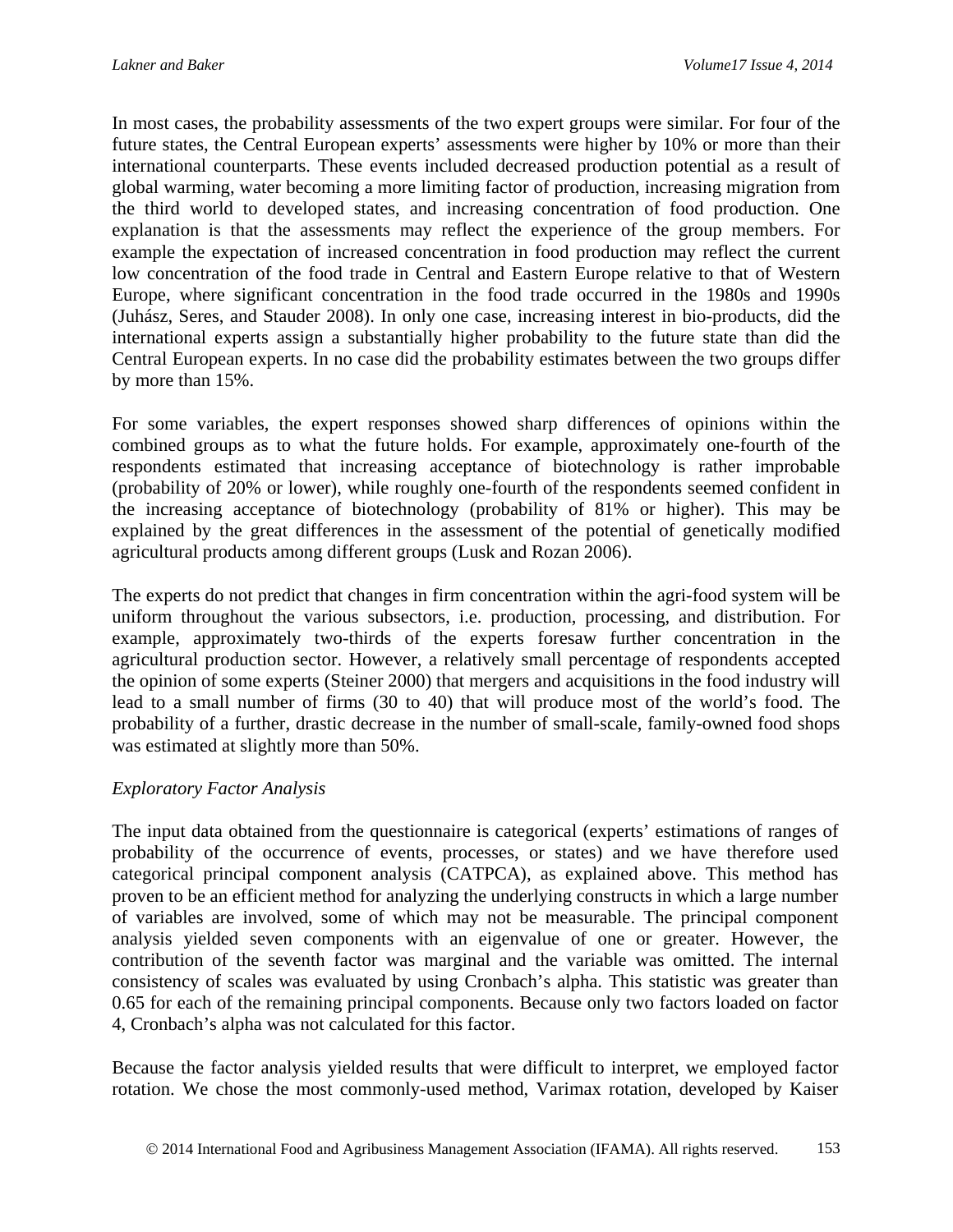In most cases, the probability assessments of the two expert groups were similar. For four of the future states, the Central European experts' assessments were higher by 10% or more than their international counterparts. These events included decreased production potential as a result of global warming, water becoming a more limiting factor of production, increasing migration from the third world to developed states, and increasing concentration of food production. One explanation is that the assessments may reflect the experience of the group members. For example the expectation of increased concentration in food production may reflect the current low concentration of the food trade in Central and Eastern Europe relative to that of Western Europe, where significant concentration in the food trade occurred in the 1980s and 1990s (Juhász, Seres, and Stauder 2008). In only one case, increasing interest in bio-products, did the international experts assign a substantially higher probability to the future state than did the Central European experts. In no case did the probability estimates between the two groups differ by more than 15%.

For some variables, the expert responses showed sharp differences of opinions within the combined groups as to what the future holds. For example, approximately one-fourth of the respondents estimated that increasing acceptance of biotechnology is rather improbable (probability of 20% or lower), while roughly one-fourth of the respondents seemed confident in the increasing acceptance of biotechnology (probability of 81% or higher). This may be explained by the great differences in the assessment of the potential of genetically modified agricultural products among different groups (Lusk and Rozan 2006).

The experts do not predict that changes in firm concentration within the agri-food system will be uniform throughout the various subsectors, i.e. production, processing, and distribution. For example, approximately two-thirds of the experts foresaw further concentration in the agricultural production sector. However, a relatively small percentage of respondents accepted the opinion of some experts (Steiner 2000) that mergers and acquisitions in the food industry will lead to a small number of firms (30 to 40) that will produce most of the world's food. The probability of a further, drastic decrease in the number of small-scale, family-owned food shops was estimated at slightly more than 50%.

*Exploratory Factor Analysis*

The input data obtained from the questionnaire is categorical (experts' estimations of ranges of probability of the occurrence of events, processes, or states) and we have therefore used categorical principal component analysis (CATPCA), as explained above. This method has proven to be an efficient method for analyzing the underlying constructs in which a large number of variables are involved, some of which may not be measurable. The principal component analysis yielded seven components with an eigenvalue of one or greater. However, the contribution of the seventh factor was marginal and the variable was omitted. The internal consistency of scales was evaluated by using Cronbach's alpha. This statistic was greater than 0.65 for each of the remaining principal components. Because only two factors loaded on factor 4, Cronbach's alpha was not calculated for this factor.

Because the factor analysis yielded results that were difficult to interpret, we employed factor rotation. We chose the most commonly-used method, Varimax rotation, developed by Kaiser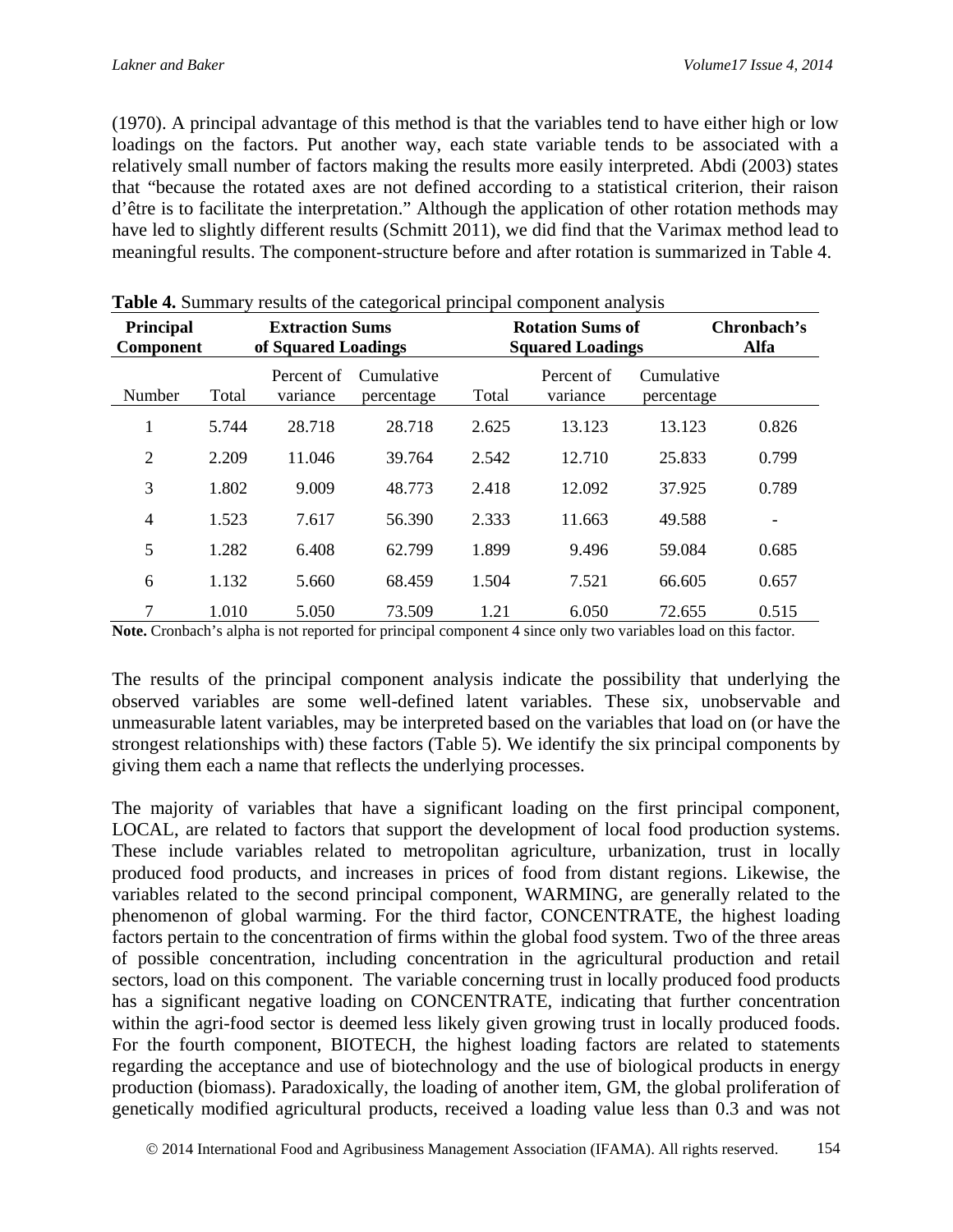(1970). A principal advantage of this method is that the variables tend to have either high or low loadings on the factors. Put another way, each state variable tends to be associated with a relatively small number of factors making the results more easily interpreted. Abdi (2003) states that "because the rotated axes are not defined according to a statistical criterion, their raison d'être is to facilitate the interpretation." Although the application of other rotation methods may have led to slightly different results (Schmitt 2011), we did find that the Varimax method lead to meaningful results. The component-structure before and after rotation is summarized in Table 4.

**Table 4.** Summary results of the categorical principal component analysis

| **Principal Component** | **Extraction Sums of Squared Loadings** | | | **Rotation Sums of Squared Loadings** | | | **Chronbach's Alfa** |
|---|---|---|---|---|---|---|---|
| Number | Total | Percent of variance | Cumulative percentage | Total | Percent of variance | Cumulative percentage | |
| 1 | 5.744 | 28.718 | 28.718 | 2.625 | 13.123 | 13.123 | 0.826 |
| 2 | 2.209 | 11.046 | 39.764 | 2.542 | 12.710 | 25.833 | 0.799 |
| 3 | 1.802 | 9.009 | 48.773 | 2.418 | 12.092 | 37.925 | 0.789 |
| 4 | 1.523 | 7.617 | 56.390 | 2.333 | 11.663 | 49.588 | - |
| 5 | 1.282 | 6.408 | 62.799 | 1.899 | 9.496 | 59.084 | 0.685 |
| 6 | 1.132 | 5.660 | 68.459 | 1.504 | 7.521 | 66.605 | 0.657 |
| 7 | 1.010 | 5.050 | 73.509 | 1.21 | 6.050 | 72.655 | 0.515 |

**Note.** Cronbach's alpha is not reported for principal component 4 since only two variables load on this factor.

The results of the principal component analysis indicate the possibility that underlying the observed variables are some well-defined latent variables. These six, unobservable and unmeasurable latent variables, may be interpreted based on the variables that load on (or have the strongest relationships with) these factors (Table 5). We identify the six principal components by giving them each a name that reflects the underlying processes.

The majority of variables that have a significant loading on the first principal component, LOCAL, are related to factors that support the development of local food production systems. These include variables related to metropolitan agriculture, urbanization, trust in locally produced food products, and increases in prices of food from distant regions. Likewise, the variables related to the second principal component, WARMING, are generally related to the phenomenon of global warming. For the third factor, CONCENTRATE, the highest loading factors pertain to the concentration of firms within the global food system. Two of the three areas of possible concentration, including concentration in the agricultural production and retail sectors, load on this component. The variable concerning trust in locally produced food products has a significant negative loading on CONCENTRATE, indicating that further concentration within the agri-food sector is deemed less likely given growing trust in locally produced foods. For the fourth component, BIOTECH, the highest loading factors are related to statements regarding the acceptance and use of biotechnology and the use of biological products in energy production (biomass). Paradoxically, the loading of another item, GM, the global proliferation of genetically modified agricultural products, received a loading value less than 0.3 and was not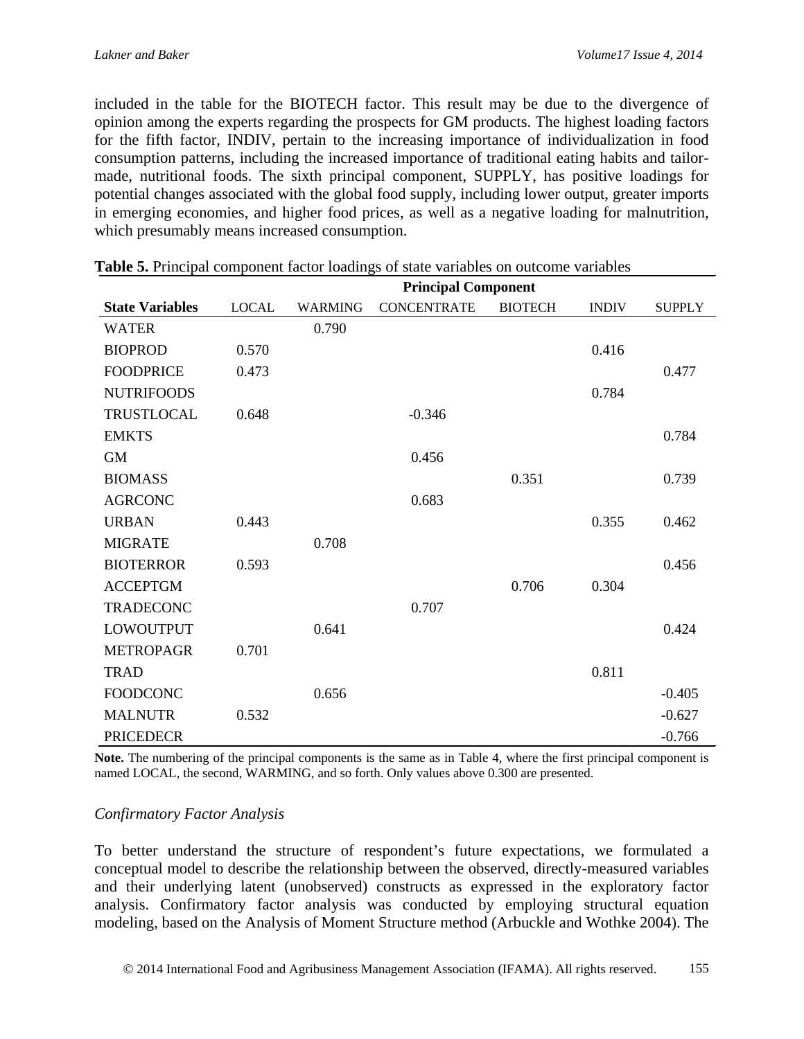included in the table for the BIOTECH factor. This result may be due to the divergence of opinion among the experts regarding the prospects for GM products. The highest loading factors for the fifth factor, INDIV, pertain to the increasing importance of individualization in food consumption patterns, including the increased importance of traditional eating habits and tailor-made, nutritional foods. The sixth principal component, SUPPLY, has positive loadings for potential changes associated with the global food supply, including lower output, greater imports in emerging economies, and higher food prices, as well as a negative loading for malnutrition, which presumably means increased consumption.

**Table 5.** Principal component factor loadings of state variables on outcome variables

| | Principal Component | | | | | |
|---|---|---|---|---|---|---|
| **State Variables** | LOCAL | WARMING | CONCENTRATE | BIOTECH | INDIV | SUPPLY |
| WATER | | 0.790 | | | | |
| BIOPROD | 0.570 | | | | 0.416 | |
| FOODPRICE | 0.473 | | | | | 0.477 |
| NUTRIFOODS | | | | | 0.784 | |
| TRUSTLOCAL | 0.648 | | -0.346 | | | |
| EMKTS | | | | | | 0.784 |
| GM | | | 0.456 | | | |
| BIOMASS | | | | 0.351 | | 0.739 |
| AGRCONC | | | 0.683 | | | |
| URBAN | 0.443 | | | | 0.355 | 0.462 |
| MIGRATE | | 0.708 | | | | |
| BIOTERROR | 0.593 | | | | | 0.456 |
| ACCEPTGM | | | | 0.706 | 0.304 | |
| TRADECONC | | | 0.707 | | | |
| LOWOUTPUT | | 0.641 | | | | 0.424 |
| METROPAGR | 0.701 | | | | | |
| TRAD | | | | | 0.811 | |
| FOODCONC | | 0.656 | | | | -0.405 |
| MALNUTR | 0.532 | | | | | -0.627 |
| PRICEDECR | | | | | | -0.766 |

**Note.** The numbering of the principal components is the same as in Table 4, where the first principal component is named LOCAL, the second, WARMING, and so forth. Only values above 0.300 are presented.

### *Confirmatory Factor Analysis*

To better understand the structure of respondent's future expectations, we formulated a conceptual model to describe the relationship between the observed, directly-measured variables and their underlying latent (unobserved) constructs as expressed in the exploratory factor analysis. Confirmatory factor analysis was conducted by employing structural equation modeling, based on the Analysis of Moment Structure method (Arbuckle and Wothke 2004). The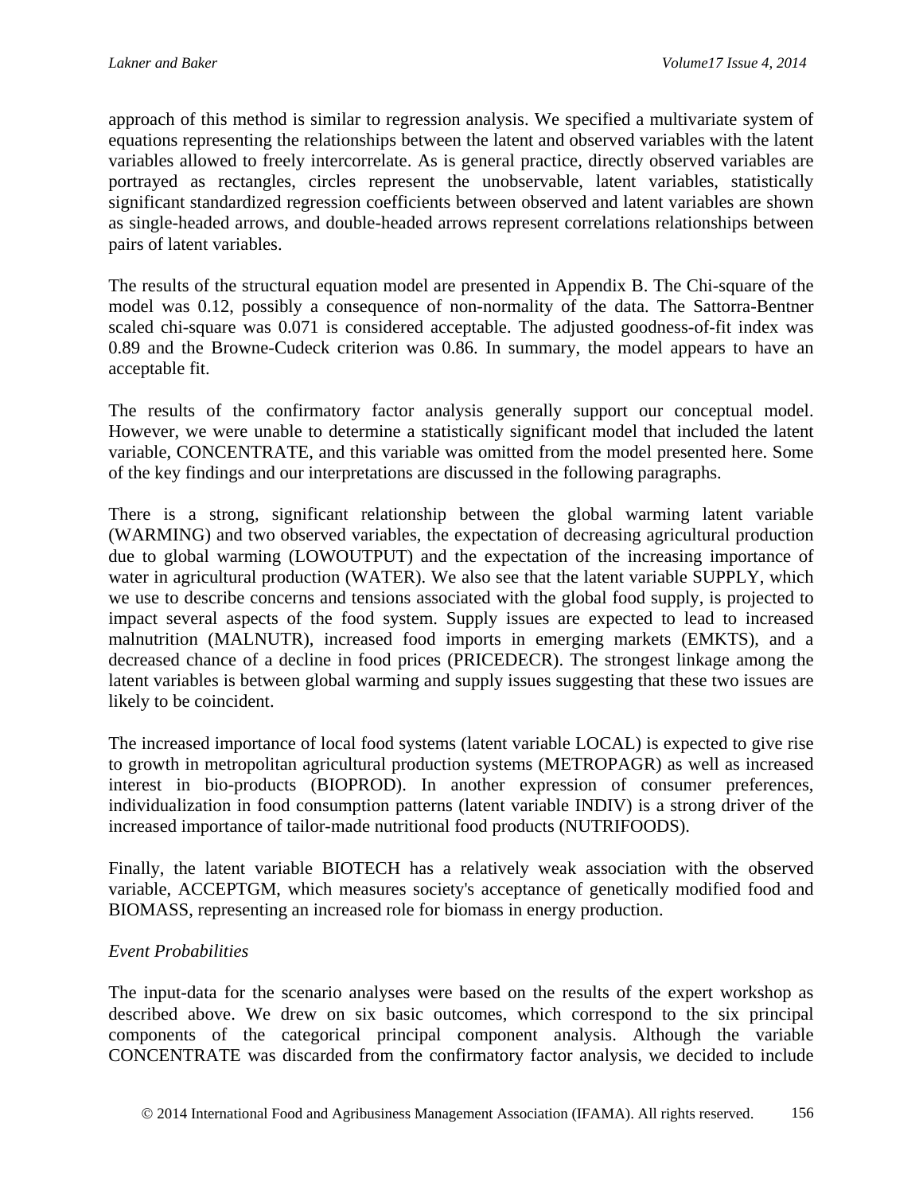approach of this method is similar to regression analysis. We specified a multivariate system of equations representing the relationships between the latent and observed variables with the latent variables allowed to freely intercorrelate. As is general practice, directly observed variables are portrayed as rectangles, circles represent the unobservable, latent variables, statistically significant standardized regression coefficients between observed and latent variables are shown as single-headed arrows, and double-headed arrows represent correlations relationships between pairs of latent variables.

The results of the structural equation model are presented in Appendix B. The Chi-square of the model was 0.12, possibly a consequence of non-normality of the data. The Sattorra-Bentner scaled chi-square was 0.071 is considered acceptable. The adjusted goodness-of-fit index was 0.89 and the Browne-Cudeck criterion was 0.86. In summary, the model appears to have an acceptable fit.

The results of the confirmatory factor analysis generally support our conceptual model. However, we were unable to determine a statistically significant model that included the latent variable, CONCENTRATE, and this variable was omitted from the model presented here. Some of the key findings and our interpretations are discussed in the following paragraphs.

There is a strong, significant relationship between the global warming latent variable (WARMING) and two observed variables, the expectation of decreasing agricultural production due to global warming (LOWOUTPUT) and the expectation of the increasing importance of water in agricultural production (WATER). We also see that the latent variable SUPPLY, which we use to describe concerns and tensions associated with the global food supply, is projected to impact several aspects of the food system. Supply issues are expected to lead to increased malnutrition (MALNUTR), increased food imports in emerging markets (EMKTS), and a decreased chance of a decline in food prices (PRICEDECR). The strongest linkage among the latent variables is between global warming and supply issues suggesting that these two issues are likely to be coincident.

The increased importance of local food systems (latent variable LOCAL) is expected to give rise to growth in metropolitan agricultural production systems (METROPAGR) as well as increased interest in bio-products (BIOPROD). In another expression of consumer preferences, individualization in food consumption patterns (latent variable INDIV) is a strong driver of the increased importance of tailor-made nutritional food products (NUTRIFOODS).

Finally, the latent variable BIOTECH has a relatively weak association with the observed variable, ACCEPTGM, which measures society's acceptance of genetically modified food and BIOMASS, representing an increased role for biomass in energy production.

*Event Probabilities*

The input-data for the scenario analyses were based on the results of the expert workshop as described above. We drew on six basic outcomes, which correspond to the six principal components of the categorical principal component analysis. Although the variable CONCENTRATE was discarded from the confirmatory factor analysis, we decided to include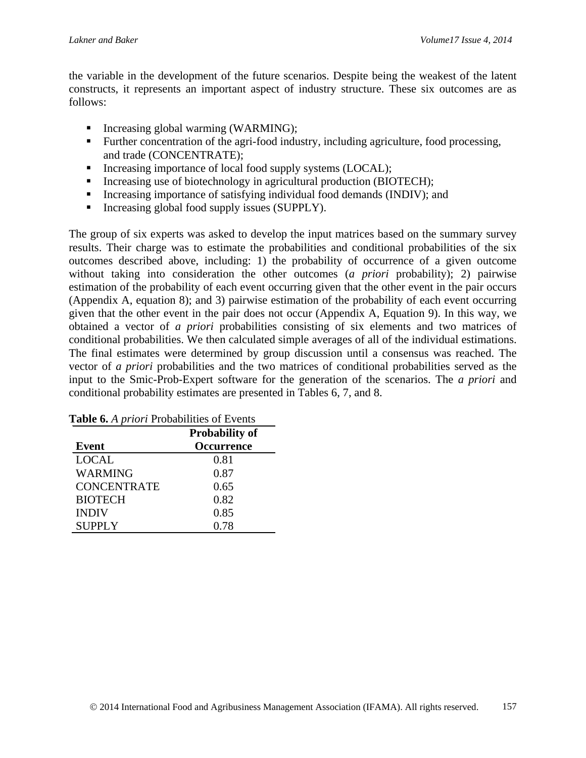the variable in the development of the future scenarios. Despite being the weakest of the latent constructs, it represents an important aspect of industry structure. These six outcomes are as follows:

- Increasing global warming (WARMING);
- Further concentration of the agri-food industry, including agriculture, food processing, and trade (CONCENTRATE);
- Increasing importance of local food supply systems (LOCAL);
- Increasing use of biotechnology in agricultural production (BIOTECH);
- Increasing importance of satisfying individual food demands (INDIV); and
- Increasing global food supply issues (SUPPLY).

The group of six experts was asked to develop the input matrices based on the summary survey results. Their charge was to estimate the probabilities and conditional probabilities of the six outcomes described above, including: 1) the probability of occurrence of a given outcome without taking into consideration the other outcomes (*a priori* probability); 2) pairwise estimation of the probability of each event occurring given that the other event in the pair occurs (Appendix A, equation 8); and 3) pairwise estimation of the probability of each event occurring given that the other event in the pair does not occur (Appendix A, Equation 9). In this way, we obtained a vector of *a priori* probabilities consisting of six elements and two matrices of conditional probabilities. We then calculated simple averages of all of the individual estimations. The final estimates were determined by group discussion until a consensus was reached. The vector of *a priori* probabilities and the two matrices of conditional probabilities served as the input to the Smic-Prob-Expert software for the generation of the scenarios. The *a priori* and conditional probability estimates are presented in Tables 6, 7, and 8.

**Table 6.** *A priori* Probabilities of Events

| Event | Probability of Occurrence |
|---|---|
| LOCAL | 0.81 |
| WARMING | 0.87 |
| CONCENTRATE | 0.65 |
| BIOTECH | 0.82 |
| INDIV | 0.85 |
| SUPPLY | 0.78 |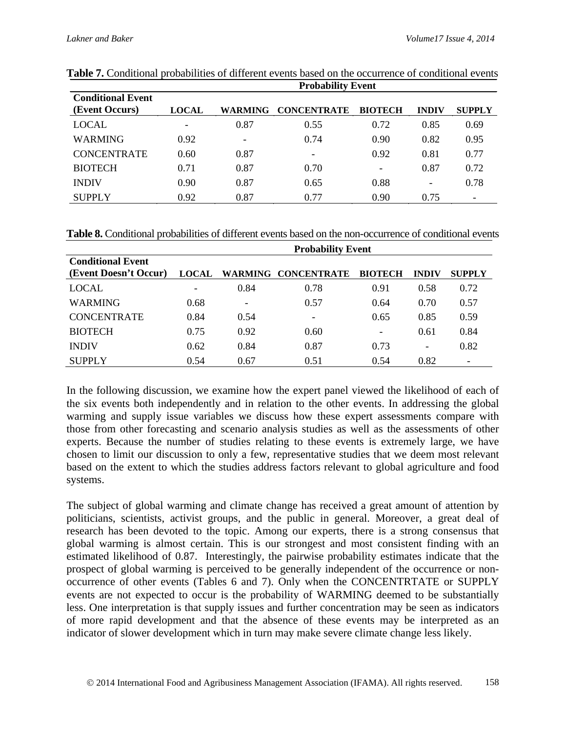**Table 7.** Conditional probabilities of different events based on the occurrence of conditional events

| Conditional Event (Event Occurs) | Probability Event | | | | | |
|---|---|---|---|---|---|---|
| | **LOCAL** | **WARMING** | **CONCENTRATE** | **BIOTECH** | **INDIV** | **SUPPLY** |
| LOCAL | - | 0.87 | 0.55 | 0.72 | 0.85 | 0.69 |
| WARMING | 0.92 | - | 0.74 | 0.90 | 0.82 | 0.95 |
| CONCENTRATE | 0.60 | 0.87 | - | 0.92 | 0.81 | 0.77 |
| BIOTECH | 0.71 | 0.87 | 0.70 | - | 0.87 | 0.72 |
| INDIV | 0.90 | 0.87 | 0.65 | 0.88 | - | 0.78 |
| SUPPLY | 0.92 | 0.87 | 0.77 | 0.90 | 0.75 | - |

**Table 8.** Conditional probabilities of different events based on the non-occurrence of conditional events

| Conditional Event (Event Doesn't Occur) | Probability Event | | | | | |
|---|---|---|---|---|---|---|
| | **LOCAL** | **WARMING** | **CONCENTRATE** | **BIOTECH** | **INDIV** | **SUPPLY** |
| LOCAL | - | 0.84 | 0.78 | 0.91 | 0.58 | 0.72 |
| WARMING | 0.68 | - | 0.57 | 0.64 | 0.70 | 0.57 |
| CONCENTRATE | 0.84 | 0.54 | - | 0.65 | 0.85 | 0.59 |
| BIOTECH | 0.75 | 0.92 | 0.60 | - | 0.61 | 0.84 |
| INDIV | 0.62 | 0.84 | 0.87 | 0.73 | - | 0.82 |
| SUPPLY | 0.54 | 0.67 | 0.51 | 0.54 | 0.82 | - |

In the following discussion, we examine how the expert panel viewed the likelihood of each of the six events both independently and in relation to the other events. In addressing the global warming and supply issue variables we discuss how these expert assessments compare with those from other forecasting and scenario analysis studies as well as the assessments of other experts. Because the number of studies relating to these events is extremely large, we have chosen to limit our discussion to only a few, representative studies that we deem most relevant based on the extent to which the studies address factors relevant to global agriculture and food systems.

The subject of global warming and climate change has received a great amount of attention by politicians, scientists, activist groups, and the public in general. Moreover, a great deal of research has been devoted to the topic. Among our experts, there is a strong consensus that global warming is almost certain. This is our strongest and most consistent finding with an estimated likelihood of 0.87. Interestingly, the pairwise probability estimates indicate that the prospect of global warming is perceived to be generally independent of the occurrence or non-occurrence of other events (Tables 6 and 7). Only when the CONCENTRTATE or SUPPLY events are not expected to occur is the probability of WARMING deemed to be substantially less. One interpretation is that supply issues and further concentration may be seen as indicators of more rapid development and that the absence of these events may be interpreted as an indicator of slower development which in turn may make severe climate change less likely.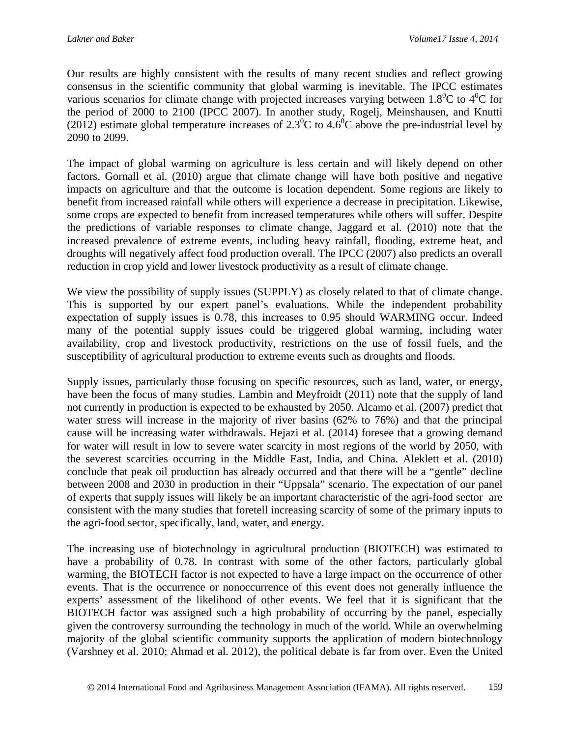Our results are highly consistent with the results of many recent studies and reflect growing consensus in the scientific community that global warming is inevitable. The IPCC estimates various scenarios for climate change with projected increases varying between $1.8^0$C to $4^0$C for the period of 2000 to 2100 (IPCC 2007). In another study, Rogelj, Meinshausen, and Knutti (2012) estimate global temperature increases of $2.3^0$C to $4.6^0$C above the pre-industrial level by 2090 to 2099.

The impact of global warming on agriculture is less certain and will likely depend on other factors. Gornall et al. (2010) argue that climate change will have both positive and negative impacts on agriculture and that the outcome is location dependent. Some regions are likely to benefit from increased rainfall while others will experience a decrease in precipitation. Likewise, some crops are expected to benefit from increased temperatures while others will suffer. Despite the predictions of variable responses to climate change, Jaggard et al. (2010) note that the increased prevalence of extreme events, including heavy rainfall, flooding, extreme heat, and droughts will negatively affect food production overall. The IPCC (2007) also predicts an overall reduction in crop yield and lower livestock productivity as a result of climate change.

We view the possibility of supply issues (SUPPLY) as closely related to that of climate change. This is supported by our expert panel's evaluations. While the independent probability expectation of supply issues is 0.78, this increases to 0.95 should WARMING occur. Indeed many of the potential supply issues could be triggered global warming, including water availability, crop and livestock productivity, restrictions on the use of fossil fuels, and the susceptibility of agricultural production to extreme events such as droughts and floods.

Supply issues, particularly those focusing on specific resources, such as land, water, or energy, have been the focus of many studies. Lambin and Meyfroidt (2011) note that the supply of land not currently in production is expected to be exhausted by 2050. Alcamo et al. (2007) predict that water stress will increase in the majority of river basins (62% to 76%) and that the principal cause will be increasing water withdrawals. Hejazi et al. (2014) foresee that a growing demand for water will result in low to severe water scarcity in most regions of the world by 2050, with the severest scarcities occurring in the Middle East, India, and China. Aleklett et al. (2010) conclude that peak oil production has already occurred and that there will be a "gentle" decline between 2008 and 2030 in production in their "Uppsala" scenario. The expectation of our panel of experts that supply issues will likely be an important characteristic of the agri-food sector are consistent with the many studies that foretell increasing scarcity of some of the primary inputs to the agri-food sector, specifically, land, water, and energy.

The increasing use of biotechnology in agricultural production (BIOTECH) was estimated to have a probability of 0.78. In contrast with some of the other factors, particularly global warming, the BIOTECH factor is not expected to have a large impact on the occurrence of other events. That is the occurrence or nonoccurrence of this event does not generally influence the experts' assessment of the likelihood of other events. We feel that it is significant that the BIOTECH factor was assigned such a high probability of occurring by the panel, especially given the controversy surrounding the technology in much of the world. While an overwhelming majority of the global scientific community supports the application of modern biotechnology (Varshney et al. 2010; Ahmad et al. 2012), the political debate is far from over. Even the United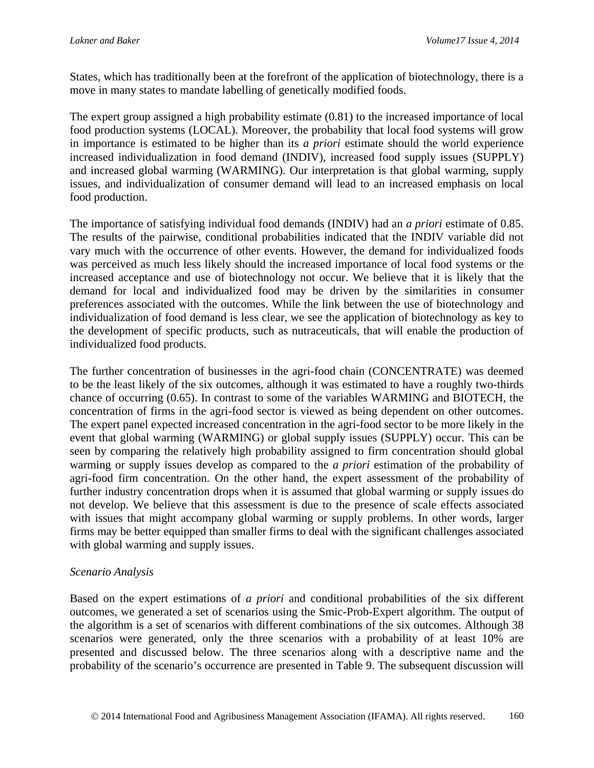States, which has traditionally been at the forefront of the application of biotechnology, there is a move in many states to mandate labelling of genetically modified foods.

The expert group assigned a high probability estimate (0.81) to the increased importance of local food production systems (LOCAL). Moreover, the probability that local food systems will grow in importance is estimated to be higher than its *a priori* estimate should the world experience increased individualization in food demand (INDIV), increased food supply issues (SUPPLY) and increased global warming (WARMING). Our interpretation is that global warming, supply issues, and individualization of consumer demand will lead to an increased emphasis on local food production.

The importance of satisfying individual food demands (INDIV) had an *a priori* estimate of 0.85. The results of the pairwise, conditional probabilities indicated that the INDIV variable did not vary much with the occurrence of other events. However, the demand for individualized foods was perceived as much less likely should the increased importance of local food systems or the increased acceptance and use of biotechnology not occur. We believe that it is likely that the demand for local and individualized food may be driven by the similarities in consumer preferences associated with the outcomes. While the link between the use of biotechnology and individualization of food demand is less clear, we see the application of biotechnology as key to the development of specific products, such as nutraceuticals, that will enable the production of individualized food products.

The further concentration of businesses in the agri-food chain (CONCENTRATE) was deemed to be the least likely of the six outcomes, although it was estimated to have a roughly two-thirds chance of occurring (0.65). In contrast to some of the variables WARMING and BIOTECH, the concentration of firms in the agri-food sector is viewed as being dependent on other outcomes. The expert panel expected increased concentration in the agri-food sector to be more likely in the event that global warming (WARMING) or global supply issues (SUPPLY) occur. This can be seen by comparing the relatively high probability assigned to firm concentration should global warming or supply issues develop as compared to the *a priori* estimation of the probability of agri-food firm concentration. On the other hand, the expert assessment of the probability of further industry concentration drops when it is assumed that global warming or supply issues do not develop. We believe that this assessment is due to the presence of scale effects associated with issues that might accompany global warming or supply problems. In other words, larger firms may be better equipped than smaller firms to deal with the significant challenges associated with global warming and supply issues.

*Scenario Analysis*

Based on the expert estimations of *a priori* and conditional probabilities of the six different outcomes, we generated a set of scenarios using the Smic-Prob-Expert algorithm. The output of the algorithm is a set of scenarios with different combinations of the six outcomes. Although 38 scenarios were generated, only the three scenarios with a probability of at least 10% are presented and discussed below. The three scenarios along with a descriptive name and the probability of the scenario's occurrence are presented in Table 9. The subsequent discussion will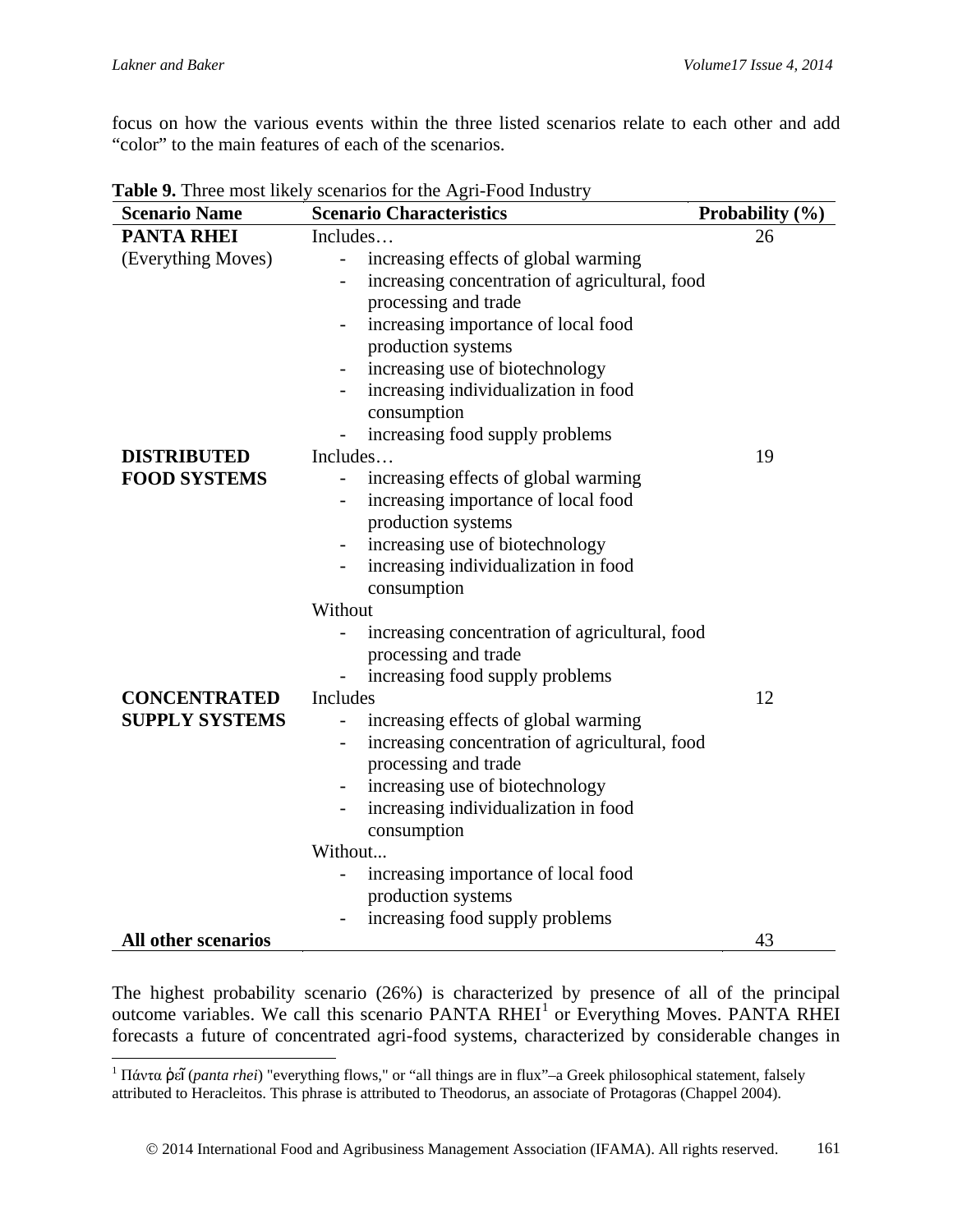focus on how the various events within the three listed scenarios relate to each other and add "color" to the main features of each of the scenarios.

**Table 9.** Three most likely scenarios for the Agri-Food Industry

| Scenario Name | Scenario Characteristics | Probability (%) |
|---|---|---|
| **PANTA RHEI** (Everything Moves) | Includes… <br> - increasing effects of global warming <br> - increasing concentration of agricultural, food processing and trade <br> - increasing importance of local food production systems <br> - increasing use of biotechnology <br> - increasing individualization in food consumption <br> - increasing food supply problems | 26 |
| **DISTRIBUTED FOOD SYSTEMS** | Includes… <br> - increasing effects of global warming <br> - increasing importance of local food production systems <br> - increasing use of biotechnology <br> - increasing individualization in food consumption <br> Without <br> - increasing concentration of agricultural, food processing and trade <br> - increasing food supply problems | 19 |
| **CONCENTRATED SUPPLY SYSTEMS** | Includes <br> - increasing effects of global warming <br> - increasing concentration of agricultural, food processing and trade <br> - increasing use of biotechnology <br> - increasing individualization in food consumption <br> Without... <br> - increasing importance of local food production systems <br> - increasing food supply problems | 12 |
| **All other scenarios** | | 43 |

The highest probability scenario (26%) is characterized by presence of all of the principal outcome variables. We call this scenario PANTA RHEI[1] or Everything Moves. PANTA RHEI forecasts a future of concentrated agri-food systems, characterized by considerable changes in

[1] Πάντα ῥεῖ (*panta rhei*) "everything flows," or "all things are in flux"–a Greek philosophical statement, falsely attributed to Heracleitos. This phrase is attributed to Theodorus, an associate of Protagoras (Chappel 2004).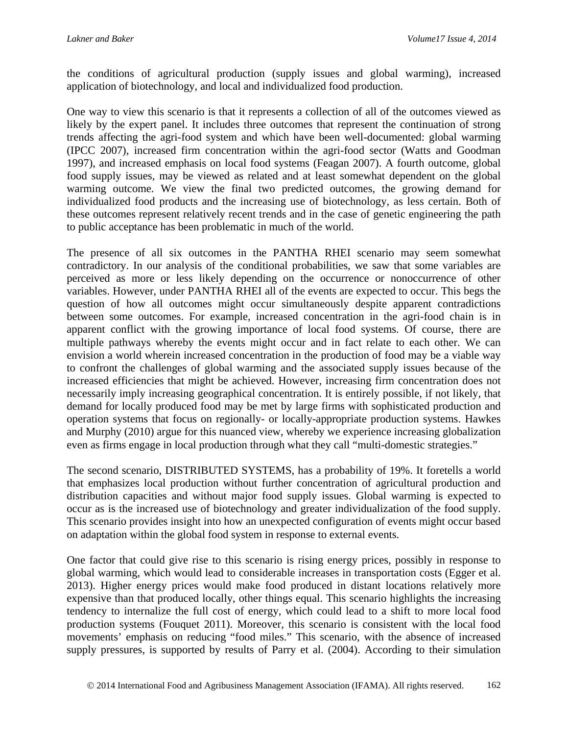the conditions of agricultural production (supply issues and global warming), increased application of biotechnology, and local and individualized food production.

One way to view this scenario is that it represents a collection of all of the outcomes viewed as likely by the expert panel. It includes three outcomes that represent the continuation of strong trends affecting the agri-food system and which have been well-documented: global warming (IPCC 2007), increased firm concentration within the agri-food sector (Watts and Goodman 1997), and increased emphasis on local food systems (Feagan 2007). A fourth outcome, global food supply issues, may be viewed as related and at least somewhat dependent on the global warming outcome. We view the final two predicted outcomes, the growing demand for individualized food products and the increasing use of biotechnology, as less certain. Both of these outcomes represent relatively recent trends and in the case of genetic engineering the path to public acceptance has been problematic in much of the world.

The presence of all six outcomes in the PANTHA RHEI scenario may seem somewhat contradictory. In our analysis of the conditional probabilities, we saw that some variables are perceived as more or less likely depending on the occurrence or nonoccurrence of other variables. However, under PANTHA RHEI all of the events are expected to occur. This begs the question of how all outcomes might occur simultaneously despite apparent contradictions between some outcomes. For example, increased concentration in the agri-food chain is in apparent conflict with the growing importance of local food systems. Of course, there are multiple pathways whereby the events might occur and in fact relate to each other. We can envision a world wherein increased concentration in the production of food may be a viable way to confront the challenges of global warming and the associated supply issues because of the increased efficiencies that might be achieved. However, increasing firm concentration does not necessarily imply increasing geographical concentration. It is entirely possible, if not likely, that demand for locally produced food may be met by large firms with sophisticated production and operation systems that focus on regionally- or locally-appropriate production systems. Hawkes and Murphy (2010) argue for this nuanced view, whereby we experience increasing globalization even as firms engage in local production through what they call "multi-domestic strategies."

The second scenario, DISTRIBUTED SYSTEMS, has a probability of 19%. It foretells a world that emphasizes local production without further concentration of agricultural production and distribution capacities and without major food supply issues. Global warming is expected to occur as is the increased use of biotechnology and greater individualization of the food supply. This scenario provides insight into how an unexpected configuration of events might occur based on adaptation within the global food system in response to external events.

One factor that could give rise to this scenario is rising energy prices, possibly in response to global warming, which would lead to considerable increases in transportation costs (Egger et al. 2013). Higher energy prices would make food produced in distant locations relatively more expensive than that produced locally, other things equal. This scenario highlights the increasing tendency to internalize the full cost of energy, which could lead to a shift to more local food production systems (Fouquet 2011). Moreover, this scenario is consistent with the local food movements' emphasis on reducing "food miles." This scenario, with the absence of increased supply pressures, is supported by results of Parry et al. (2004). According to their simulation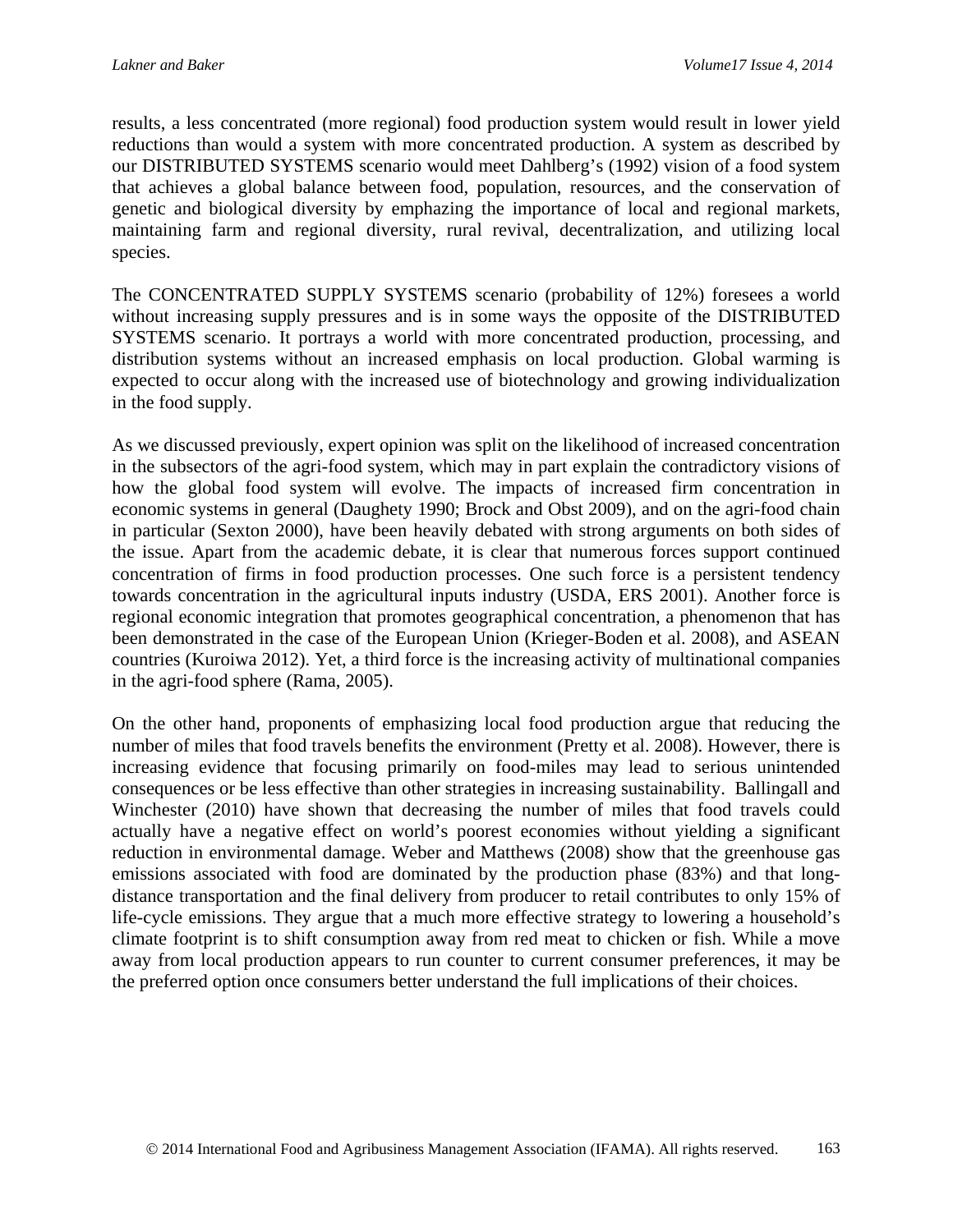results, a less concentrated (more regional) food production system would result in lower yield reductions than would a system with more concentrated production. A system as described by our DISTRIBUTED SYSTEMS scenario would meet Dahlberg's (1992) vision of a food system that achieves a global balance between food, population, resources, and the conservation of genetic and biological diversity by emphazing the importance of local and regional markets, maintaining farm and regional diversity, rural revival, decentralization, and utilizing local species.

The CONCENTRATED SUPPLY SYSTEMS scenario (probability of 12%) foresees a world without increasing supply pressures and is in some ways the opposite of the DISTRIBUTED SYSTEMS scenario. It portrays a world with more concentrated production, processing, and distribution systems without an increased emphasis on local production. Global warming is expected to occur along with the increased use of biotechnology and growing individualization in the food supply.

As we discussed previously, expert opinion was split on the likelihood of increased concentration in the subsectors of the agri-food system, which may in part explain the contradictory visions of how the global food system will evolve. The impacts of increased firm concentration in economic systems in general (Daughety 1990; Brock and Obst 2009), and on the agri-food chain in particular (Sexton 2000), have been heavily debated with strong arguments on both sides of the issue. Apart from the academic debate, it is clear that numerous forces support continued concentration of firms in food production processes. One such force is a persistent tendency towards concentration in the agricultural inputs industry (USDA, ERS 2001). Another force is regional economic integration that promotes geographical concentration, a phenomenon that has been demonstrated in the case of the European Union (Krieger-Boden et al. 2008), and ASEAN countries (Kuroiwa 2012). Yet, a third force is the increasing activity of multinational companies in the agri-food sphere (Rama, 2005).

On the other hand, proponents of emphasizing local food production argue that reducing the number of miles that food travels benefits the environment (Pretty et al. 2008). However, there is increasing evidence that focusing primarily on food-miles may lead to serious unintended consequences or be less effective than other strategies in increasing sustainability. Ballingall and Winchester (2010) have shown that decreasing the number of miles that food travels could actually have a negative effect on world's poorest economies without yielding a significant reduction in environmental damage. Weber and Matthews (2008) show that the greenhouse gas emissions associated with food are dominated by the production phase (83%) and that long-distance transportation and the final delivery from producer to retail contributes to only 15% of life-cycle emissions. They argue that a much more effective strategy to lowering a household's climate footprint is to shift consumption away from red meat to chicken or fish. While a move away from local production appears to run counter to current consumer preferences, it may be the preferred option once consumers better understand the full implications of their choices.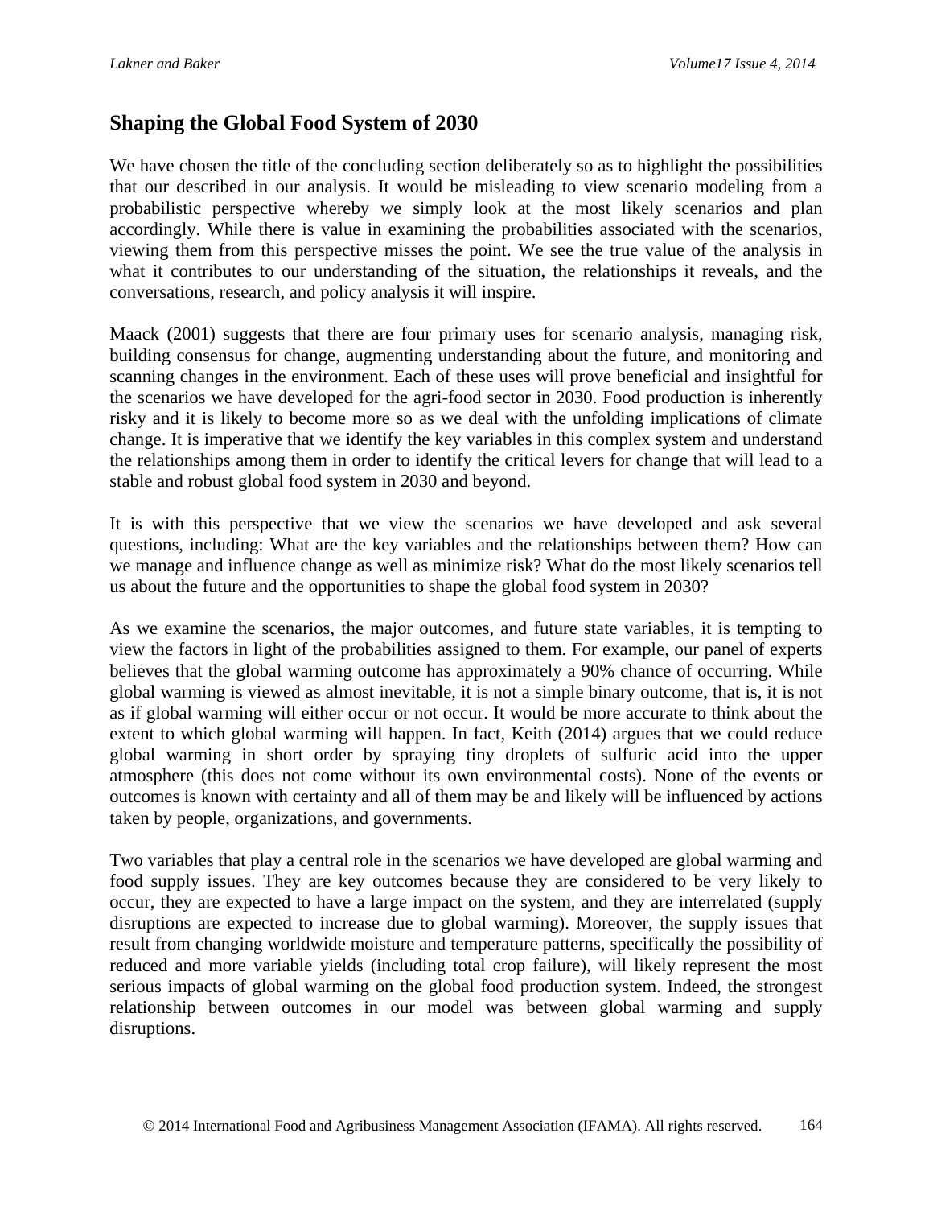## Shaping the Global Food System of 2030

We have chosen the title of the concluding section deliberately so as to highlight the possibilities that our described in our analysis. It would be misleading to view scenario modeling from a probabilistic perspective whereby we simply look at the most likely scenarios and plan accordingly. While there is value in examining the probabilities associated with the scenarios, viewing them from this perspective misses the point. We see the true value of the analysis in what it contributes to our understanding of the situation, the relationships it reveals, and the conversations, research, and policy analysis it will inspire.

Maack (2001) suggests that there are four primary uses for scenario analysis, managing risk, building consensus for change, augmenting understanding about the future, and monitoring and scanning changes in the environment. Each of these uses will prove beneficial and insightful for the scenarios we have developed for the agri-food sector in 2030. Food production is inherently risky and it is likely to become more so as we deal with the unfolding implications of climate change. It is imperative that we identify the key variables in this complex system and understand the relationships among them in order to identify the critical levers for change that will lead to a stable and robust global food system in 2030 and beyond.

It is with this perspective that we view the scenarios we have developed and ask several questions, including: What are the key variables and the relationships between them? How can we manage and influence change as well as minimize risk? What do the most likely scenarios tell us about the future and the opportunities to shape the global food system in 2030?

As we examine the scenarios, the major outcomes, and future state variables, it is tempting to view the factors in light of the probabilities assigned to them. For example, our panel of experts believes that the global warming outcome has approximately a 90% chance of occurring. While global warming is viewed as almost inevitable, it is not a simple binary outcome, that is, it is not as if global warming will either occur or not occur. It would be more accurate to think about the extent to which global warming will happen. In fact, Keith (2014) argues that we could reduce global warming in short order by spraying tiny droplets of sulfuric acid into the upper atmosphere (this does not come without its own environmental costs). None of the events or outcomes is known with certainty and all of them may be and likely will be influenced by actions taken by people, organizations, and governments.

Two variables that play a central role in the scenarios we have developed are global warming and food supply issues. They are key outcomes because they are considered to be very likely to occur, they are expected to have a large impact on the system, and they are interrelated (supply disruptions are expected to increase due to global warming). Moreover, the supply issues that result from changing worldwide moisture and temperature patterns, specifically the possibility of reduced and more variable yields (including total crop failure), will likely represent the most serious impacts of global warming on the global food production system. Indeed, the strongest relationship between outcomes in our model was between global warming and supply disruptions.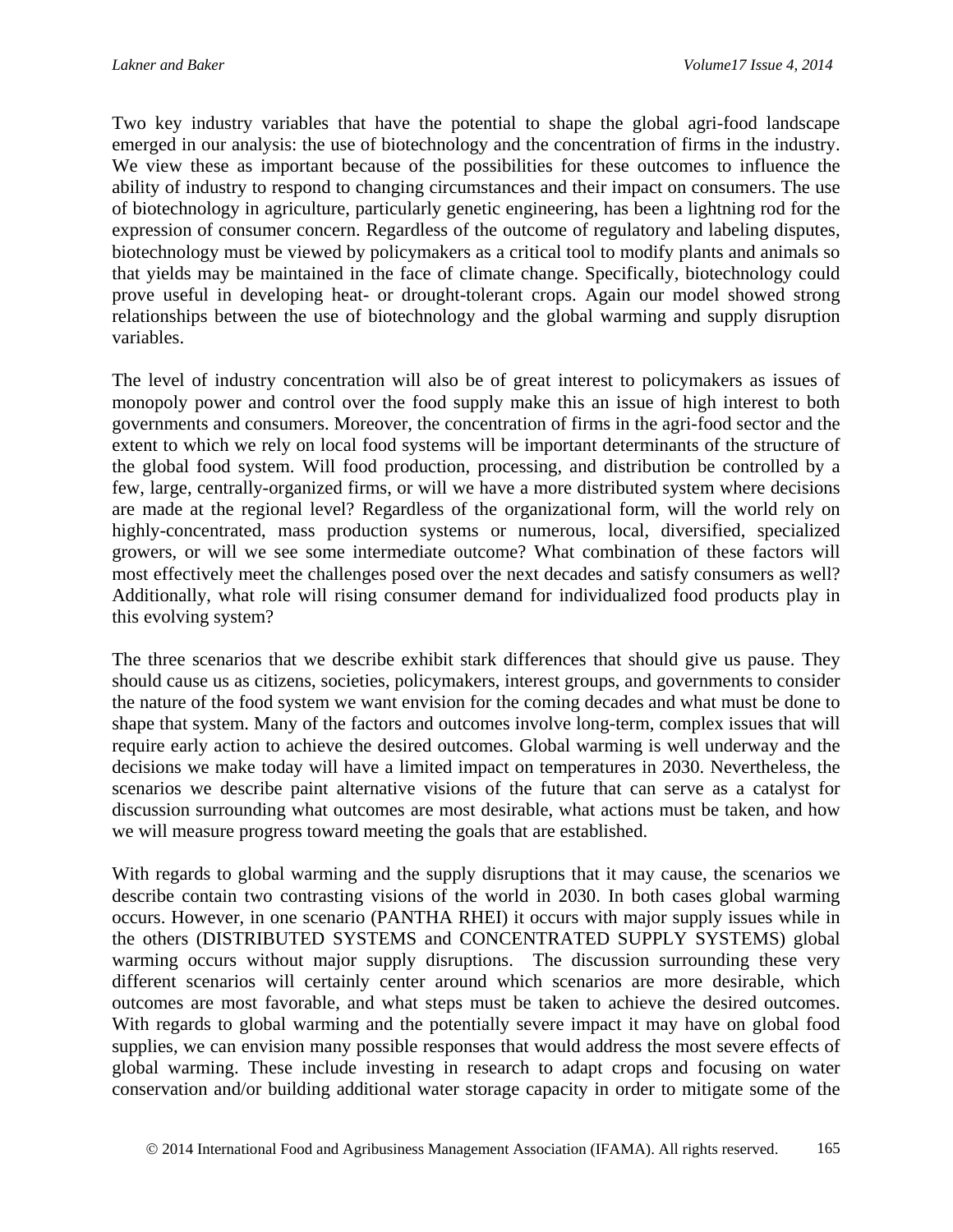Two key industry variables that have the potential to shape the global agri-food landscape emerged in our analysis: the use of biotechnology and the concentration of firms in the industry. We view these as important because of the possibilities for these outcomes to influence the ability of industry to respond to changing circumstances and their impact on consumers. The use of biotechnology in agriculture, particularly genetic engineering, has been a lightning rod for the expression of consumer concern. Regardless of the outcome of regulatory and labeling disputes, biotechnology must be viewed by policymakers as a critical tool to modify plants and animals so that yields may be maintained in the face of climate change. Specifically, biotechnology could prove useful in developing heat- or drought-tolerant crops. Again our model showed strong relationships between the use of biotechnology and the global warming and supply disruption variables.

The level of industry concentration will also be of great interest to policymakers as issues of monopoly power and control over the food supply make this an issue of high interest to both governments and consumers. Moreover, the concentration of firms in the agri-food sector and the extent to which we rely on local food systems will be important determinants of the structure of the global food system. Will food production, processing, and distribution be controlled by a few, large, centrally-organized firms, or will we have a more distributed system where decisions are made at the regional level? Regardless of the organizational form, will the world rely on highly-concentrated, mass production systems or numerous, local, diversified, specialized growers, or will we see some intermediate outcome? What combination of these factors will most effectively meet the challenges posed over the next decades and satisfy consumers as well? Additionally, what role will rising consumer demand for individualized food products play in this evolving system?

The three scenarios that we describe exhibit stark differences that should give us pause. They should cause us as citizens, societies, policymakers, interest groups, and governments to consider the nature of the food system we want envision for the coming decades and what must be done to shape that system. Many of the factors and outcomes involve long-term, complex issues that will require early action to achieve the desired outcomes. Global warming is well underway and the decisions we make today will have a limited impact on temperatures in 2030. Nevertheless, the scenarios we describe paint alternative visions of the future that can serve as a catalyst for discussion surrounding what outcomes are most desirable, what actions must be taken, and how we will measure progress toward meeting the goals that are established.

With regards to global warming and the supply disruptions that it may cause, the scenarios we describe contain two contrasting visions of the world in 2030. In both cases global warming occurs. However, in one scenario (PANTHA RHEI) it occurs with major supply issues while in the others (DISTRIBUTED SYSTEMS and CONCENTRATED SUPPLY SYSTEMS) global warming occurs without major supply disruptions. The discussion surrounding these very different scenarios will certainly center around which scenarios are more desirable, which outcomes are most favorable, and what steps must be taken to achieve the desired outcomes. With regards to global warming and the potentially severe impact it may have on global food supplies, we can envision many possible responses that would address the most severe effects of global warming. These include investing in research to adapt crops and focusing on water conservation and/or building additional water storage capacity in order to mitigate some of the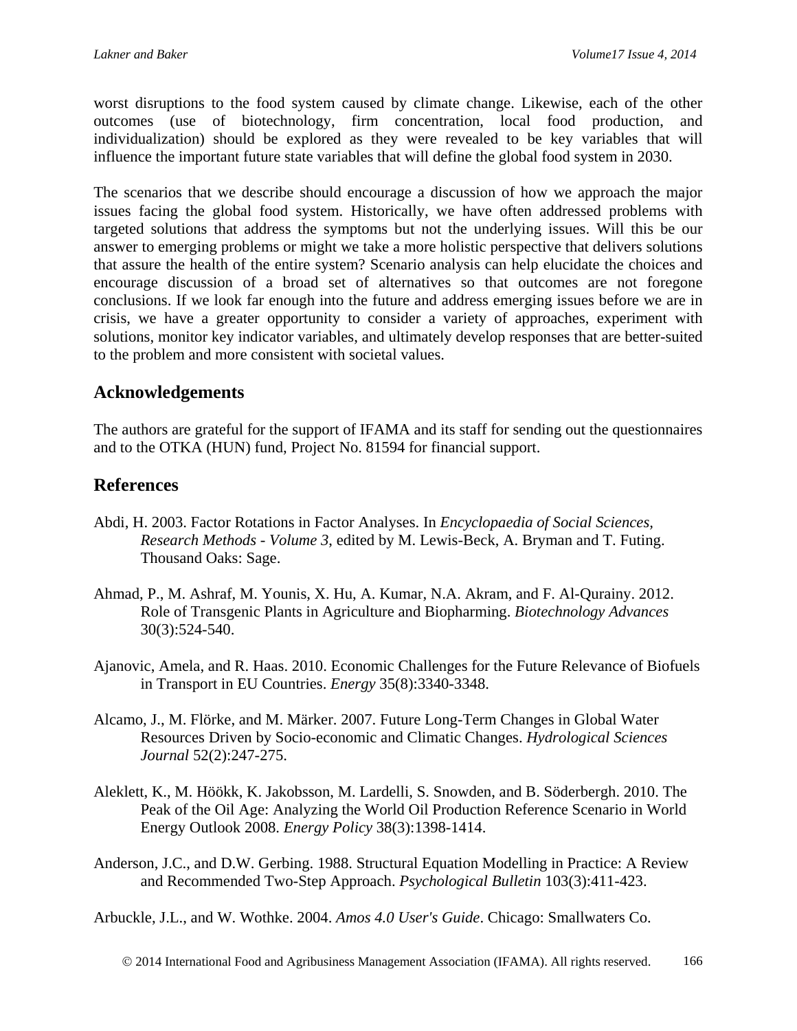worst disruptions to the food system caused by climate change. Likewise, each of the other outcomes (use of biotechnology, firm concentration, local food production, and individualization) should be explored as they were revealed to be key variables that will influence the important future state variables that will define the global food system in 2030.

The scenarios that we describe should encourage a discussion of how we approach the major issues facing the global food system. Historically, we have often addressed problems with targeted solutions that address the symptoms but not the underlying issues. Will this be our answer to emerging problems or might we take a more holistic perspective that delivers solutions that assure the health of the entire system? Scenario analysis can help elucidate the choices and encourage discussion of a broad set of alternatives so that outcomes are not foregone conclusions. If we look far enough into the future and address emerging issues before we are in crisis, we have a greater opportunity to consider a variety of approaches, experiment with solutions, monitor key indicator variables, and ultimately develop responses that are better-suited to the problem and more consistent with societal values.

## Acknowledgements

The authors are grateful for the support of IFAMA and its staff for sending out the questionnaires and to the OTKA (HUN) fund, Project No. 81594 for financial support.

## References

Abdi, H. 2003. Factor Rotations in Factor Analyses. In *Encyclopaedia of Social Sciences, Research Methods - Volume 3*, edited by M. Lewis-Beck, A. Bryman and T. Futing. Thousand Oaks: Sage.

Ahmad, P., M. Ashraf, M. Younis, X. Hu, A. Kumar, N.A. Akram, and F. Al-Qurainy. 2012. Role of Transgenic Plants in Agriculture and Biopharming. *Biotechnology Advances* 30(3):524-540.

Ajanovic, Amela, and R. Haas. 2010. Economic Challenges for the Future Relevance of Biofuels in Transport in EU Countries. *Energy* 35(8):3340-3348.

Alcamo, J., M. Flörke, and M. Märker. 2007. Future Long-Term Changes in Global Water Resources Driven by Socio-economic and Climatic Changes. *Hydrological Sciences Journal* 52(2):247-275.

Aleklett, K., M. Höökk, K. Jakobsson, M. Lardelli, S. Snowden, and B. Söderbergh. 2010. The Peak of the Oil Age: Analyzing the World Oil Production Reference Scenario in World Energy Outlook 2008. *Energy Policy* 38(3):1398-1414.

Anderson, J.C., and D.W. Gerbing. 1988. Structural Equation Modelling in Practice: A Review and Recommended Two-Step Approach. *Psychological Bulletin* 103(3):411-423.

Arbuckle, J.L., and W. Wothke. 2004. *Amos 4.0 User's Guide*. Chicago: Smallwaters Co.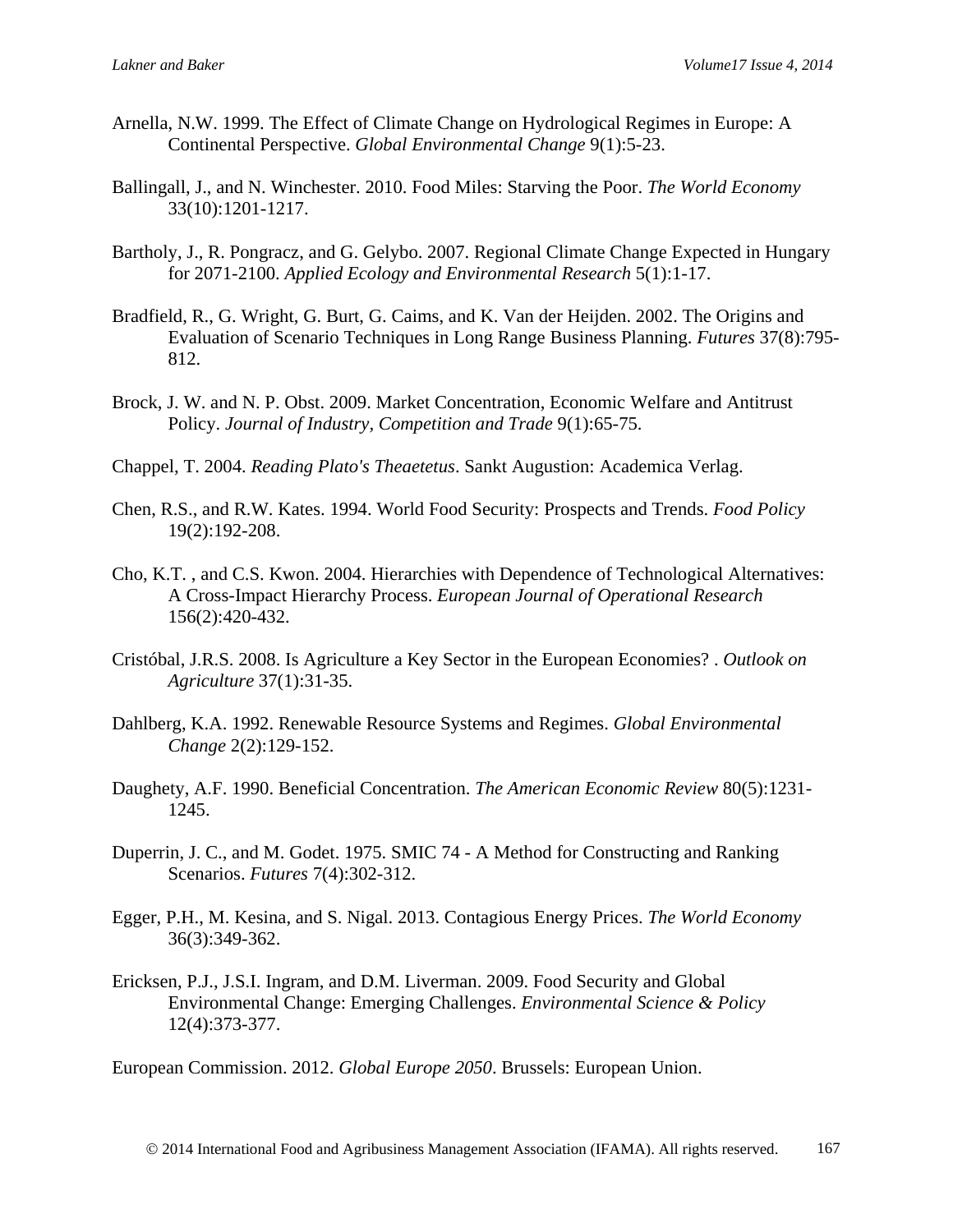Arnella, N.W. 1999. The Effect of Climate Change on Hydrological Regimes in Europe: A Continental Perspective. *Global Environmental Change* 9(1):5-23.

Ballingall, J., and N. Winchester. 2010. Food Miles: Starving the Poor. *The World Economy* 33(10):1201-1217.

Bartholy, J., R. Pongracz, and G. Gelybo. 2007. Regional Climate Change Expected in Hungary for 2071-2100. *Applied Ecology and Environmental Research* 5(1):1-17.

Bradfield, R., G. Wright, G. Burt, G. Caims, and K. Van der Heijden. 2002. The Origins and Evaluation of Scenario Techniques in Long Range Business Planning. *Futures* 37(8):795-812.

Brock, J. W. and N. P. Obst. 2009. Market Concentration, Economic Welfare and Antitrust Policy. *Journal of Industry, Competition and Trade* 9(1):65-75.

Chappel, T. 2004. *Reading Plato's Theaetetus*. Sankt Augustion: Academica Verlag.

Chen, R.S., and R.W. Kates. 1994. World Food Security: Prospects and Trends. *Food Policy* 19(2):192-208.

Cho, K.T. , and C.S. Kwon. 2004. Hierarchies with Dependence of Technological Alternatives: A Cross-Impact Hierarchy Process. *European Journal of Operational Research* 156(2):420-432.

Cristóbal, J.R.S. 2008. Is Agriculture a Key Sector in the European Economies? . *Outlook on Agriculture* 37(1):31-35.

Dahlberg, K.A. 1992. Renewable Resource Systems and Regimes. *Global Environmental Change* 2(2):129-152.

Daughety, A.F. 1990. Beneficial Concentration. *The American Economic Review* 80(5):1231-1245.

Duperrin, J. C., and M. Godet. 1975. SMIC 74 - A Method for Constructing and Ranking Scenarios. *Futures* 7(4):302-312.

Egger, P.H., M. Kesina, and S. Nigal. 2013. Contagious Energy Prices. *The World Economy* 36(3):349-362.

Ericksen, P.J., J.S.I. Ingram, and D.M. Liverman. 2009. Food Security and Global Environmental Change: Emerging Challenges. *Environmental Science & Policy* 12(4):373-377.

European Commission. 2012. *Global Europe 2050*. Brussels: European Union.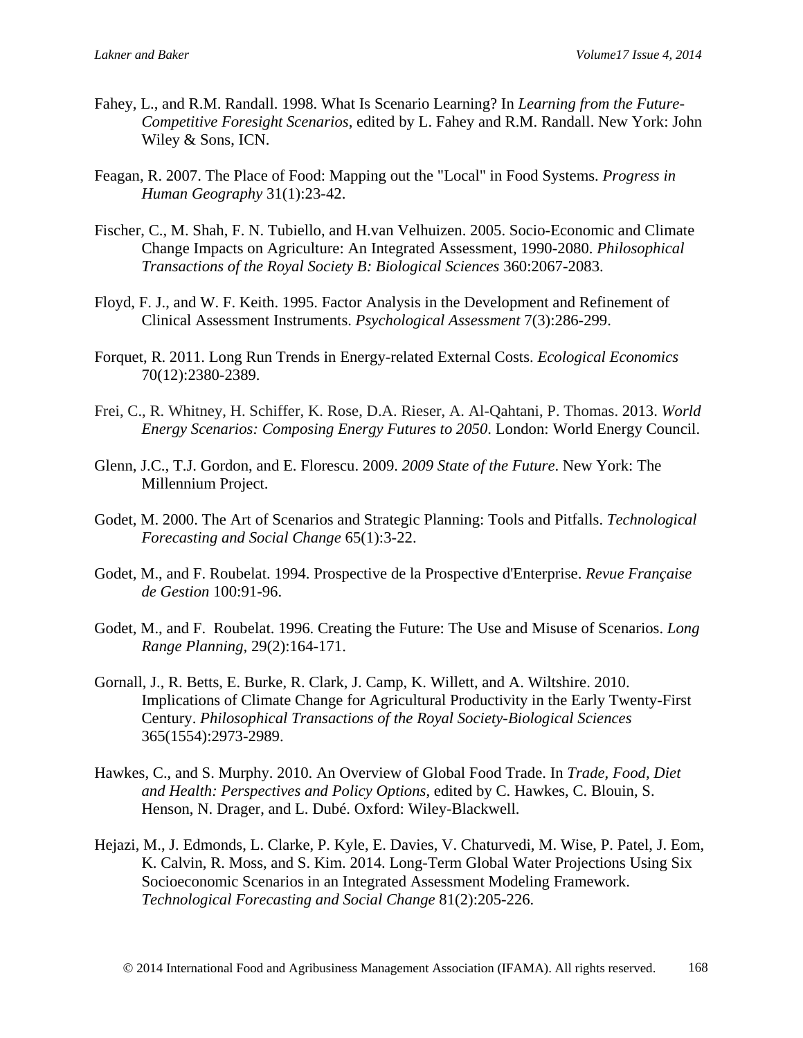Fahey, L., and R.M. Randall. 1998. What Is Scenario Learning? In *Learning from the Future-Competitive Foresight Scenarios*, edited by L. Fahey and R.M. Randall. New York: John Wiley & Sons, ICN.

Feagan, R. 2007. The Place of Food: Mapping out the "Local" in Food Systems. *Progress in Human Geography* 31(1):23-42.

Fischer, C., M. Shah, F. N. Tubiello, and H.van Velhuizen. 2005. Socio-Economic and Climate Change Impacts on Agriculture: An Integrated Assessment, 1990-2080. *Philosophical Transactions of the Royal Society B: Biological Sciences* 360:2067-2083.

Floyd, F. J., and W. F. Keith. 1995. Factor Analysis in the Development and Refinement of Clinical Assessment Instruments. *Psychological Assessment* 7(3):286-299.

Forquet, R. 2011. Long Run Trends in Energy-related External Costs. *Ecological Economics* 70(12):2380-2389.

Frei, C., R. Whitney, H. Schiffer, K. Rose, D.A. Rieser, A. Al-Qahtani, P. Thomas. 2013. *World Energy Scenarios: Composing Energy Futures to 2050*. London: World Energy Council.

Glenn, J.C., T.J. Gordon, and E. Florescu. 2009. *2009 State of the Future*. New York: The Millennium Project.

Godet, M. 2000. The Art of Scenarios and Strategic Planning: Tools and Pitfalls. *Technological Forecasting and Social Change* 65(1):3-22.

Godet, M., and F. Roubelat. 1994. Prospective de la Prospective d'Enterprise. *Revue Française de Gestion* 100:91-96.

Godet, M., and F. Roubelat. 1996. Creating the Future: The Use and Misuse of Scenarios. *Long Range Planning*, 29(2):164-171.

Gornall, J., R. Betts, E. Burke, R. Clark, J. Camp, K. Willett, and A. Wiltshire. 2010. Implications of Climate Change for Agricultural Productivity in the Early Twenty-First Century. *Philosophical Transactions of the Royal Society-Biological Sciences* 365(1554):2973-2989.

Hawkes, C., and S. Murphy. 2010. An Overview of Global Food Trade. In *Trade, Food, Diet and Health: Perspectives and Policy Options*, edited by C. Hawkes, C. Blouin, S. Henson, N. Drager, and L. Dubé. Oxford: Wiley-Blackwell.

Hejazi, M., J. Edmonds, L. Clarke, P. Kyle, E. Davies, V. Chaturvedi, M. Wise, P. Patel, J. Eom, K. Calvin, R. Moss, and S. Kim. 2014. Long-Term Global Water Projections Using Six Socioeconomic Scenarios in an Integrated Assessment Modeling Framework. *Technological Forecasting and Social Change* 81(2):205-226.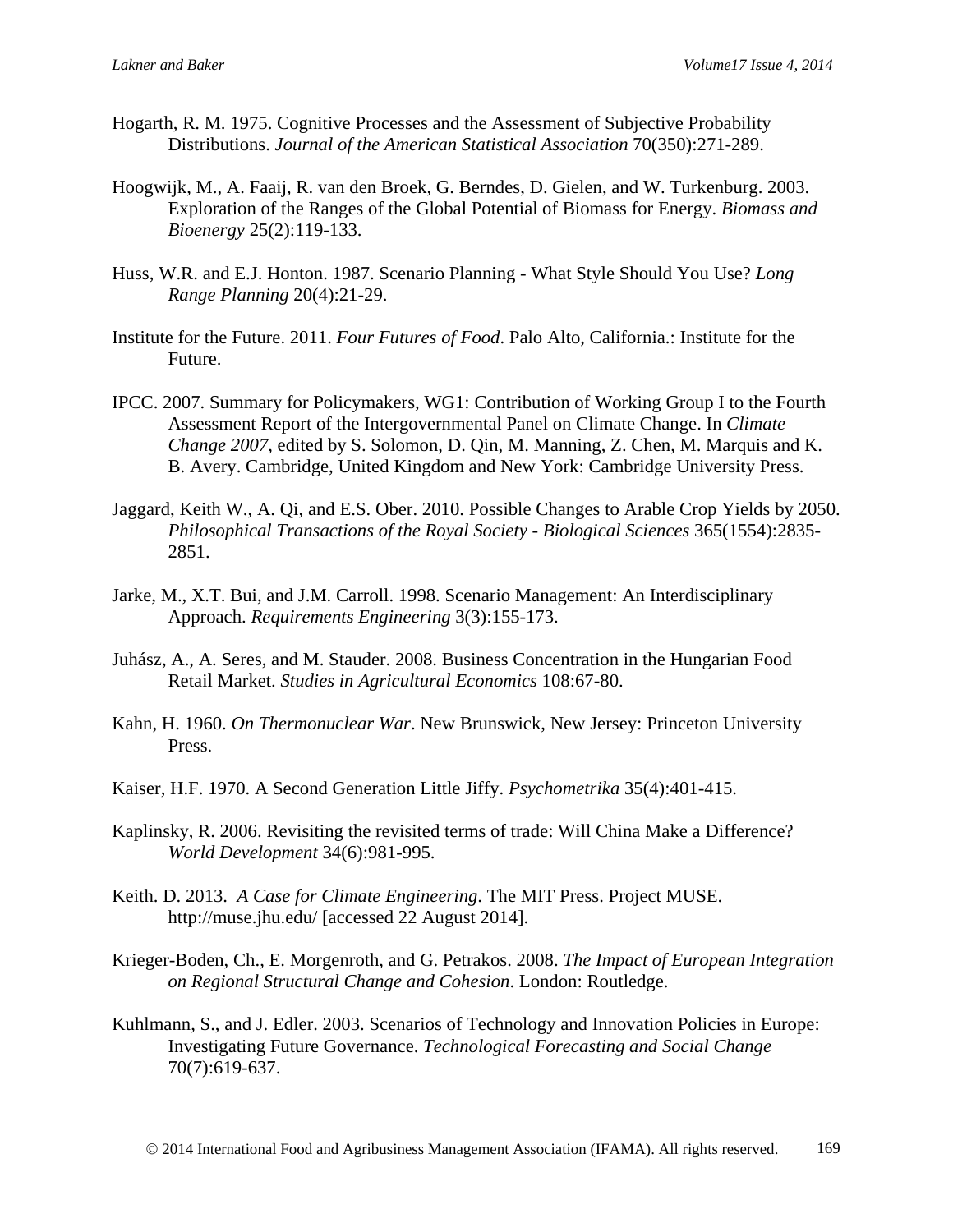Hogarth, R. M. 1975. Cognitive Processes and the Assessment of Subjective Probability Distributions. *Journal of the American Statistical Association* 70(350):271-289.

Hoogwijk, M., A. Faaij, R. van den Broek, G. Berndes, D. Gielen, and W. Turkenburg. 2003. Exploration of the Ranges of the Global Potential of Biomass for Energy. *Biomass and Bioenergy* 25(2):119-133.

Huss, W.R. and E.J. Honton. 1987. Scenario Planning - What Style Should You Use? *Long Range Planning* 20(4):21-29.

Institute for the Future. 2011. *Four Futures of Food*. Palo Alto, California.: Institute for the Future.

IPCC. 2007. Summary for Policymakers, WG1: Contribution of Working Group I to the Fourth Assessment Report of the Intergovernmental Panel on Climate Change. In *Climate Change 2007*, edited by S. Solomon, D. Qin, M. Manning, Z. Chen, M. Marquis and K. B. Avery. Cambridge, United Kingdom and New York: Cambridge University Press.

Jaggard, Keith W., A. Qi, and E.S. Ober. 2010. Possible Changes to Arable Crop Yields by 2050. *Philosophical Transactions of the Royal Society - Biological Sciences* 365(1554):2835-2851.

Jarke, M., X.T. Bui, and J.M. Carroll. 1998. Scenario Management: An Interdisciplinary Approach. *Requirements Engineering* 3(3):155-173.

Juhász, A., A. Seres, and M. Stauder. 2008. Business Concentration in the Hungarian Food Retail Market. *Studies in Agricultural Economics* 108:67-80.

Kahn, H. 1960. *On Thermonuclear War*. New Brunswick, New Jersey: Princeton University Press.

Kaiser, H.F. 1970. A Second Generation Little Jiffy. *Psychometrika* 35(4):401-415.

Kaplinsky, R. 2006. Revisiting the revisited terms of trade: Will China Make a Difference? *World Development* 34(6):981-995.

Keith. D. 2013. *A Case for Climate Engineering*. The MIT Press. Project MUSE. http://muse.jhu.edu/ [accessed 22 August 2014].

Krieger-Boden, Ch., E. Morgenroth, and G. Petrakos. 2008. *The Impact of European Integration on Regional Structural Change and Cohesion*. London: Routledge.

Kuhlmann, S., and J. Edler. 2003. Scenarios of Technology and Innovation Policies in Europe: Investigating Future Governance. *Technological Forecasting and Social Change* 70(7):619-637.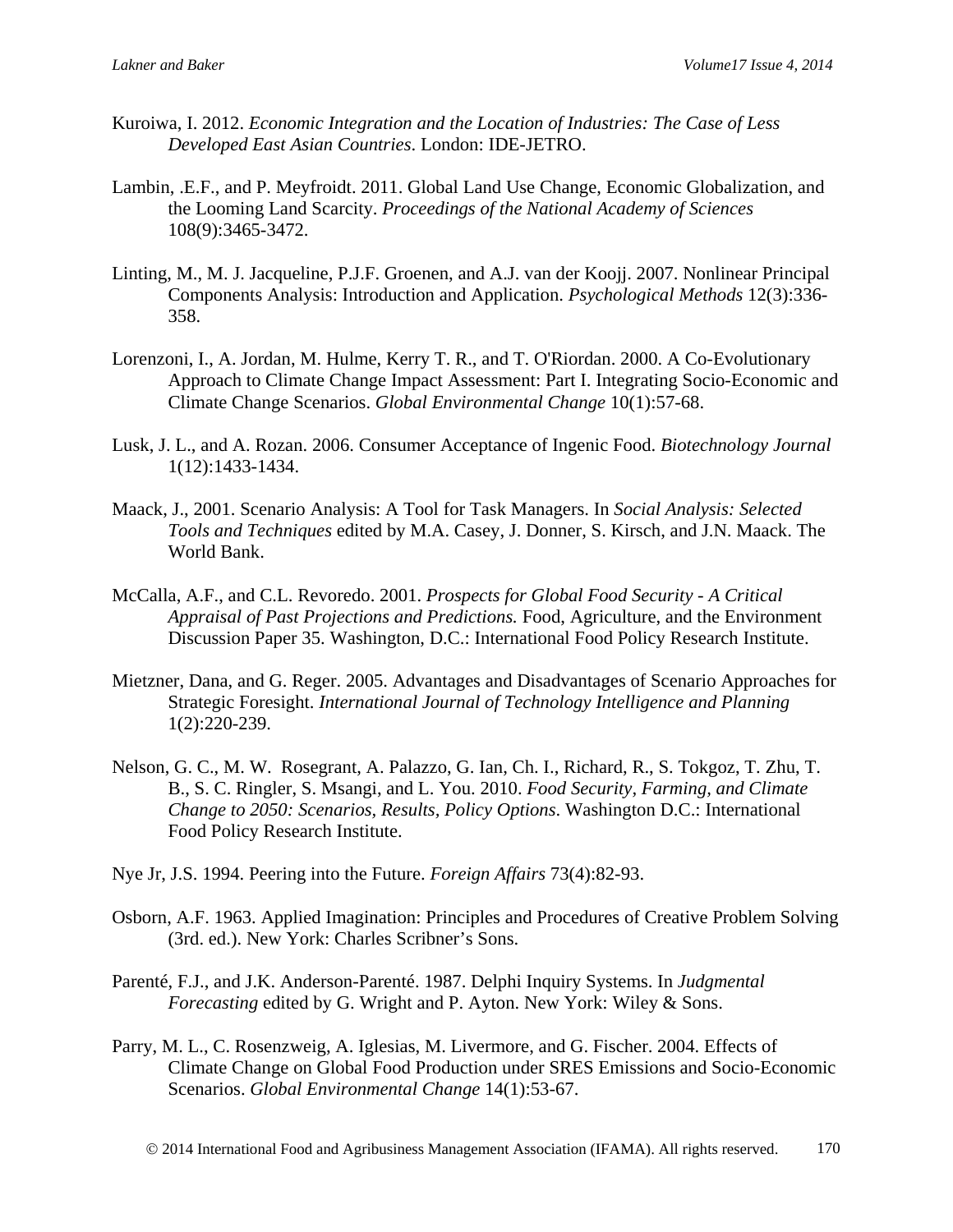Kuroiwa, I. 2012. *Economic Integration and the Location of Industries: The Case of Less Developed East Asian Countries*. London: IDE-JETRO.

Lambin, .E.F., and P. Meyfroidt. 2011. Global Land Use Change, Economic Globalization, and the Looming Land Scarcity. *Proceedings of the National Academy of Sciences* 108(9):3465-3472.

Linting, M., M. J. Jacqueline, P.J.F. Groenen, and A.J. van der Koojj. 2007. Nonlinear Principal Components Analysis: Introduction and Application. *Psychological Methods* 12(3):336-358.

Lorenzoni, I., A. Jordan, M. Hulme, Kerry T. R., and T. O'Riordan. 2000. A Co-Evolutionary Approach to Climate Change Impact Assessment: Part I. Integrating Socio-Economic and Climate Change Scenarios. *Global Environmental Change* 10(1):57-68.

Lusk, J. L., and A. Rozan. 2006. Consumer Acceptance of Ingenic Food. *Biotechnology Journal* 1(12):1433-1434.

Maack, J., 2001. Scenario Analysis: A Tool for Task Managers. In *Social Analysis: Selected Tools and Techniques* edited by M.A. Casey, J. Donner, S. Kirsch, and J.N. Maack. The World Bank.

McCalla, A.F., and C.L. Revoredo. 2001. *Prospects for Global Food Security - A Critical Appraisal of Past Projections and Predictions.* Food, Agriculture, and the Environment Discussion Paper 35. Washington, D.C.: International Food Policy Research Institute.

Mietzner, Dana, and G. Reger. 2005. Advantages and Disadvantages of Scenario Approaches for Strategic Foresight. *International Journal of Technology Intelligence and Planning* 1(2):220-239.

Nelson, G. C., M. W. Rosegrant, A. Palazzo, G. Ian, Ch. I., Richard, R., S. Tokgoz, T. Zhu, T. B., S. C. Ringler, S. Msangi, and L. You. 2010. *Food Security, Farming, and Climate Change to 2050: Scenarios, Results, Policy Options*. Washington D.C.: International Food Policy Research Institute.

Nye Jr, J.S. 1994. Peering into the Future. *Foreign Affairs* 73(4):82-93.

Osborn, A.F. 1963. Applied Imagination: Principles and Procedures of Creative Problem Solving (3rd. ed.). New York: Charles Scribner's Sons.

Parenté, F.J., and J.K. Anderson-Parenté. 1987. Delphi Inquiry Systems. In *Judgmental Forecasting* edited by G. Wright and P. Ayton. New York: Wiley & Sons.

Parry, M. L., C. Rosenzweig, A. Iglesias, M. Livermore, and G. Fischer. 2004. Effects of Climate Change on Global Food Production under SRES Emissions and Socio-Economic Scenarios. *Global Environmental Change* 14(1):53-67.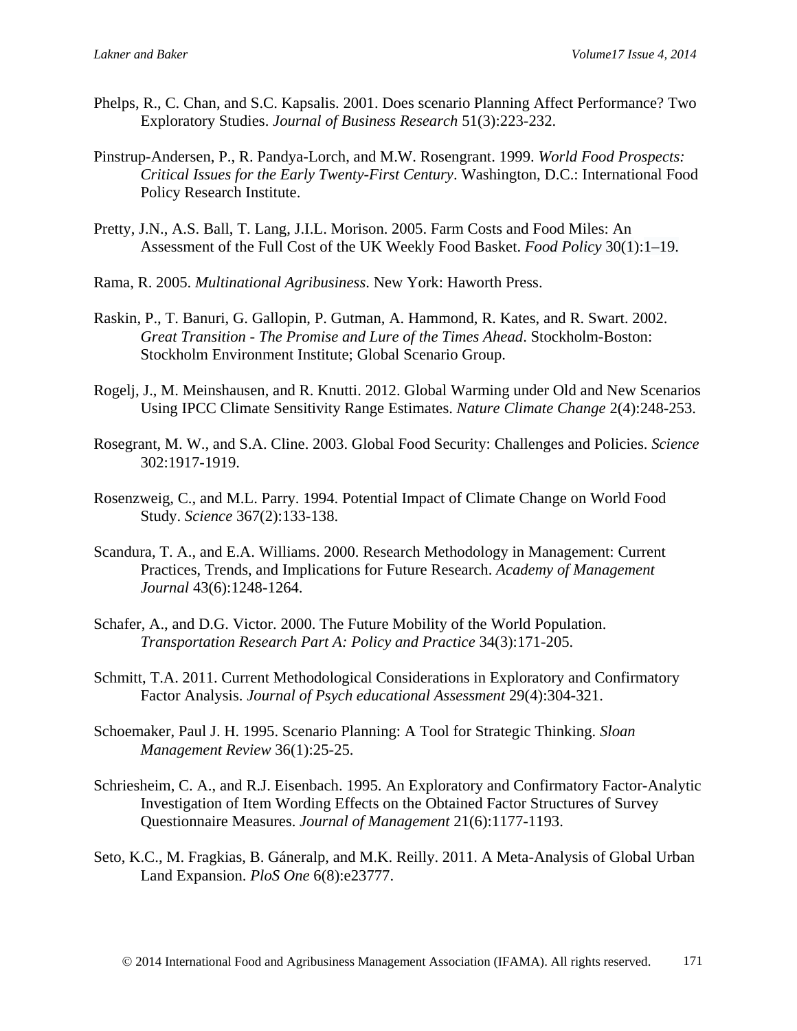Phelps, R., C. Chan, and S.C. Kapsalis. 2001. Does scenario Planning Affect Performance? Two Exploratory Studies. *Journal of Business Research* 51(3):223-232.

Pinstrup-Andersen, P., R. Pandya-Lorch, and M.W. Rosengrant. 1999. *World Food Prospects: Critical Issues for the Early Twenty-First Century*. Washington, D.C.: International Food Policy Research Institute.

Pretty, J.N., A.S. Ball, T. Lang, J.I.L. Morison. 2005. Farm Costs and Food Miles: An Assessment of the Full Cost of the UK Weekly Food Basket. *Food Policy* 30(1):1–19.

Rama, R. 2005. *Multinational Agribusiness*. New York: Haworth Press.

Raskin, P., T. Banuri, G. Gallopin, P. Gutman, A. Hammond, R. Kates, and R. Swart. 2002. *Great Transition - The Promise and Lure of the Times Ahead*. Stockholm-Boston: Stockholm Environment Institute; Global Scenario Group.

Rogelj, J., M. Meinshausen, and R. Knutti. 2012. Global Warming under Old and New Scenarios Using IPCC Climate Sensitivity Range Estimates. *Nature Climate Change* 2(4):248-253.

Rosegrant, M. W., and S.A. Cline. 2003. Global Food Security: Challenges and Policies. *Science* 302:1917-1919.

Rosenzweig, C., and M.L. Parry. 1994. Potential Impact of Climate Change on World Food Study. *Science* 367(2):133-138.

Scandura, T. A., and E.A. Williams. 2000. Research Methodology in Management: Current Practices, Trends, and Implications for Future Research. *Academy of Management Journal* 43(6):1248-1264.

Schafer, A., and D.G. Victor. 2000. The Future Mobility of the World Population. *Transportation Research Part A: Policy and Practice* 34(3):171-205.

Schmitt, T.A. 2011. Current Methodological Considerations in Exploratory and Confirmatory Factor Analysis. *Journal of Psych educational Assessment* 29(4):304-321.

Schoemaker, Paul J. H. 1995. Scenario Planning: A Tool for Strategic Thinking. *Sloan Management Review* 36(1):25-25.

Schriesheim, C. A., and R.J. Eisenbach. 1995. An Exploratory and Confirmatory Factor-Analytic Investigation of Item Wording Effects on the Obtained Factor Structures of Survey Questionnaire Measures. *Journal of Management* 21(6):1177-1193.

Seto, K.C., M. Fragkias, B. Gáneralp, and M.K. Reilly. 2011. A Meta-Analysis of Global Urban Land Expansion. *PloS One* 6(8):e23777.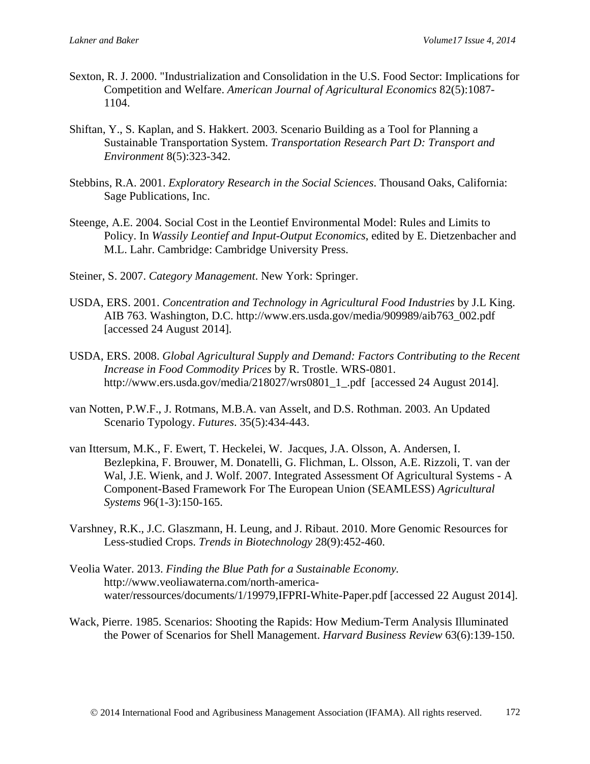Sexton, R. J. 2000. "Industrialization and Consolidation in the U.S. Food Sector: Implications for Competition and Welfare. *American Journal of Agricultural Economics* 82(5):1087-1104.

Shiftan, Y., S. Kaplan, and S. Hakkert. 2003. Scenario Building as a Tool for Planning a Sustainable Transportation System. *Transportation Research Part D: Transport and Environment* 8(5):323-342.

Stebbins, R.A. 2001. *Exploratory Research in the Social Sciences*. Thousand Oaks, California: Sage Publications, Inc.

Steenge, A.E. 2004. Social Cost in the Leontief Environmental Model: Rules and Limits to Policy. In *Wassily Leontief and Input-Output Economics*, edited by E. Dietzenbacher and M.L. Lahr. Cambridge: Cambridge University Press.

Steiner, S. 2007. *Category Management*. New York: Springer.

USDA, ERS. 2001. *Concentration and Technology in Agricultural Food Industries* by J.L King. AIB 763. Washington, D.C. http://www.ers.usda.gov/media/909989/aib763_002.pdf [accessed 24 August 2014].

USDA, ERS. 2008. *Global Agricultural Supply and Demand: Factors Contributing to the Recent Increase in Food Commodity Prices* by R. Trostle. WRS-0801. http://www.ers.usda.gov/media/218027/wrs0801_1_.pdf [accessed 24 August 2014].

van Notten, P.W.F., J. Rotmans, M.B.A. van Asselt, and D.S. Rothman. 2003. An Updated Scenario Typology. *Futures*. 35(5):434-443.

van Ittersum, M.K., F. Ewert, T. Heckelei, W. Jacques, J.A. Olsson, A. Andersen, I. Bezlepkina, F. Brouwer, M. Donatelli, G. Flichman, L. Olsson, A.E. Rizzoli, T. van der Wal, J.E. Wienk, and J. Wolf. 2007. Integrated Assessment Of Agricultural Systems - A Component-Based Framework For The European Union (SEAMLESS) *Agricultural Systems* 96(1-3):150-165.

Varshney, R.K., J.C. Glaszmann, H. Leung, and J. Ribaut. 2010. More Genomic Resources for Less-studied Crops. *Trends in Biotechnology* 28(9):452-460.

Veolia Water. 2013. *Finding the Blue Path for a Sustainable Economy.* http://www.veoliawaterna.com/north-america-water/ressources/documents/1/19979,IFPRI-White-Paper.pdf [accessed 22 August 2014].

Wack, Pierre. 1985. Scenarios: Shooting the Rapids: How Medium-Term Analysis Illuminated the Power of Scenarios for Shell Management. *Harvard Business Review* 63(6):139-150.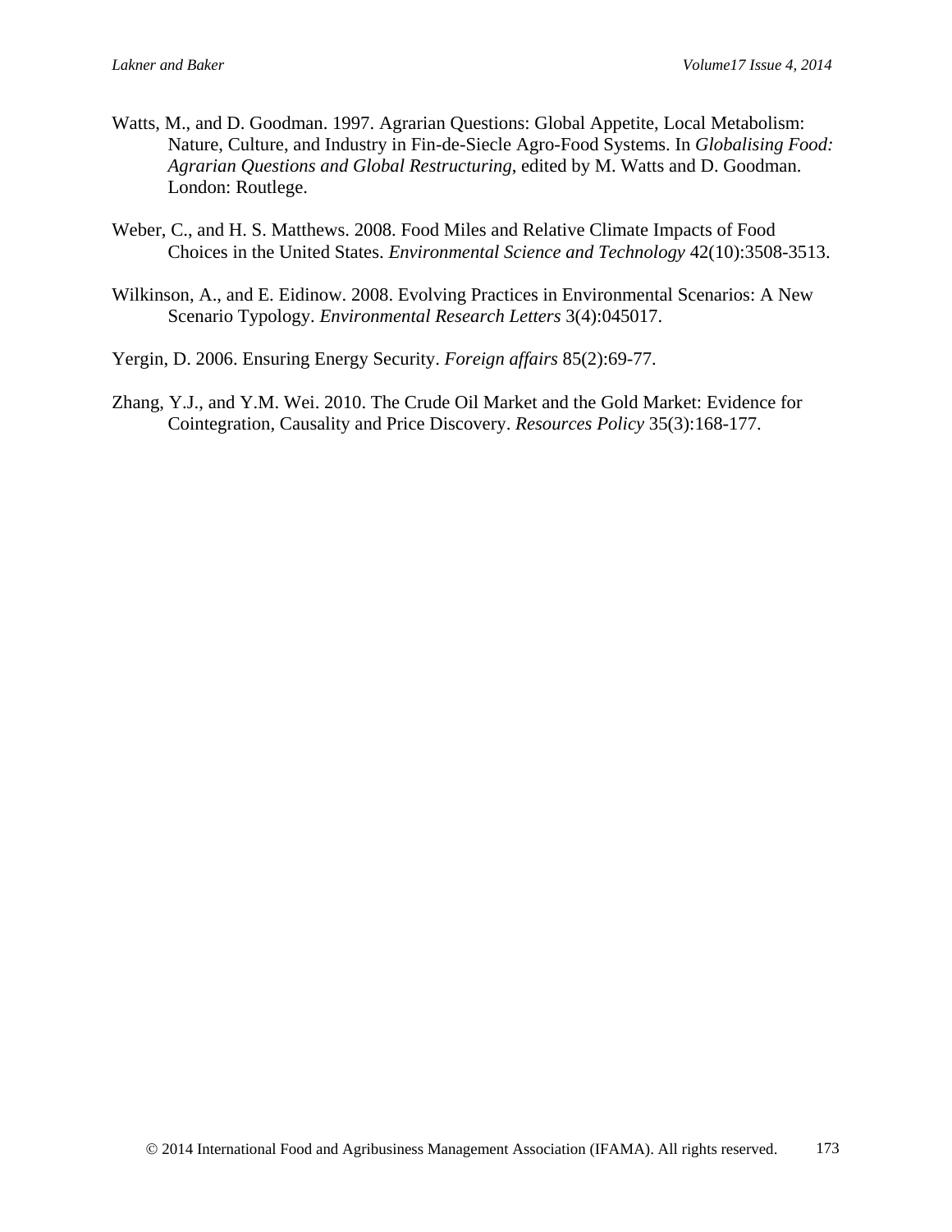Watts, M., and D. Goodman. 1997. Agrarian Questions: Global Appetite, Local Metabolism: Nature, Culture, and Industry in Fin-de-Siecle Agro-Food Systems. In *Globalising Food: Agrarian Questions and Global Restructuring*, edited by M. Watts and D. Goodman. London: Routlege.

Weber, C., and H. S. Matthews. 2008. Food Miles and Relative Climate Impacts of Food Choices in the United States. *Environmental Science and Technology* 42(10):3508-3513.

Wilkinson, A., and E. Eidinow. 2008. Evolving Practices in Environmental Scenarios: A New Scenario Typology. *Environmental Research Letters* 3(4):045017.

Yergin, D. 2006. Ensuring Energy Security. *Foreign affairs* 85(2):69-77.

Zhang, Y.J., and Y.M. Wei. 2010. The Crude Oil Market and the Gold Market: Evidence for Cointegration, Causality and Price Discovery. *Resources Policy* 35(3):168-177.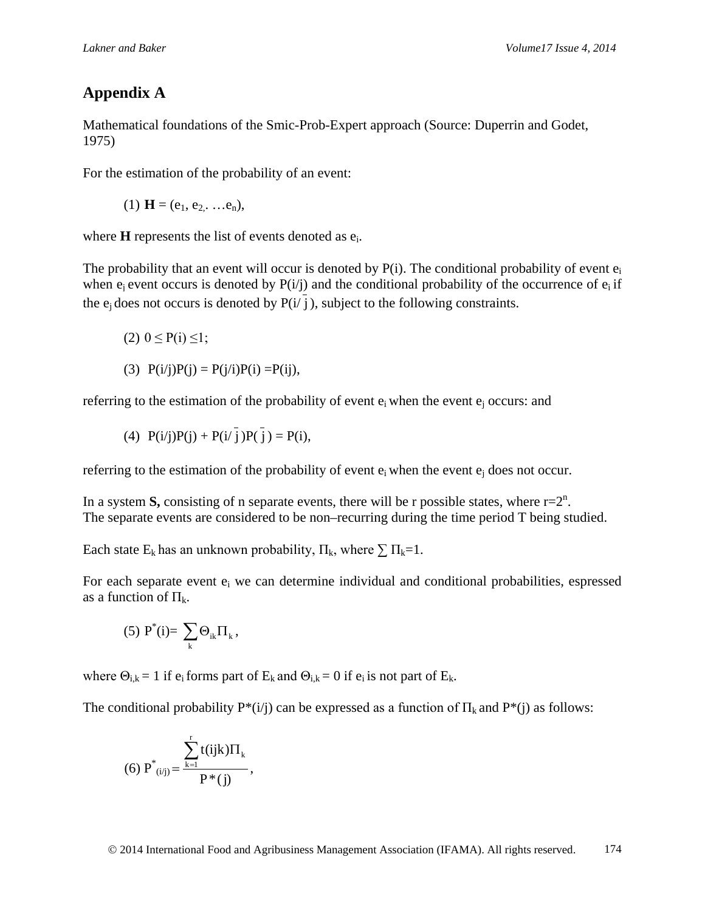## Appendix A

Mathematical foundations of the Smic-Prob-Expert approach (Source: Duperrin and Godet, 1975)

For the estimation of the probability of an event:

(1) $\mathbf{H} = (e_1, e_2, \ldots e_n)$,

where **H** represents the list of events denoted as $e_i$.

The probability that an event will occur is denoted by P(i). The conditional probability of event $e_i$ when $e_j$ event occurs is denoted by P(i/j) and the conditional probability of the occurrence of $e_i$ if the $e_j$ does not occurs is denoted by $P(i/\bar{j})$, subject to the following constraints.

(2) $0 \leq P(i) \leq 1$;

(3) $P(i/j)P(j) = P(j/i)P(i) = P(ij)$,

referring to the estimation of the probability of event $e_i$ when the event $e_j$ occurs: and

(4) $P(i/j)P(j) + P(i/\bar{j})P(\bar{j}) = P(i)$,

referring to the estimation of the probability of event $e_i$ when the event $e_j$ does not occur.

In a system **S,** consisting of n separate events, there will be r possible states, where $r=2^n$.
The separate events are considered to be non–recurring during the time period T being studied.

Each state $E_k$ has an unknown probability, $\Pi_k$, where $\sum \Pi_k=1$.

For each separate event $e_i$ we can determine individual and conditional probabilities, espressed as a function of $\Pi_k$.

(5) $P^*(i) = \sum_k \Theta_{ik}\Pi_k$,

where $\Theta_{i,k} = 1$ if $e_i$ forms part of $E_k$ and $\Theta_{i,k} = 0$ if $e_i$ is not part of $E_k$.

The conditional probability P*(i/j) can be expressed as a function of $\Pi_k$ and P*(j) as follows:

(6) $$P^*_{(i/j)} = \frac{\sum_{k=1}^{r} t(ijk)\Pi_k}{P^*(j)},$$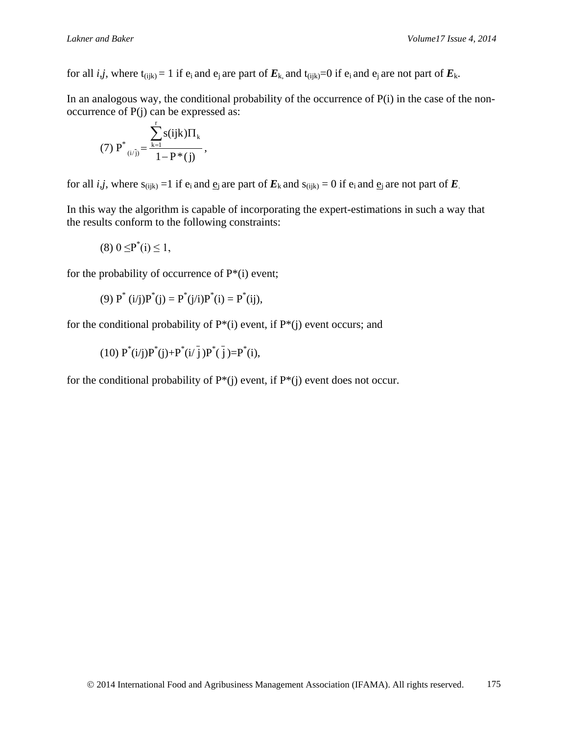for all *i*,*j*, where $t_{(ijk)} = 1$ if $e_i$ and $e_j$ are part of $\boldsymbol{E}_k$, and $t_{(ijk)}=0$ if $e_i$ and $e_j$ are not part of $\boldsymbol{E}_k$.

In an analogous way, the conditional probability of the occurrence of P(i) in the case of the non-occurrence of P(j) can be expressed as:

$$(7)\ P^*_{(i/\bar{j})} = \frac{\sum_{k=1}^{r} s(ijk)\Pi_k}{1 - P^*(j)},$$

for all *i*,*j*, where $s_{(ijk)} =1$ if $e_i$ and $\underline{e}_j$ are part of $\boldsymbol{E}_k$ and $s_{(ijk)} = 0$ if $e_i$ and $\underline{e}_j$ are not part of $\boldsymbol{E}$.

In this way the algorithm is capable of incorporating the expert-estimations in such a way that the results conform to the following constraints:

$$(8)\ 0 \leq P^*(i) \leq 1,$$

for the probability of occurrence of P*(i) event;

$$(9)\ P^*(i/j)P^*(j) = P^*(j/i)P^*(i) = P^*(ij),$$

for the conditional probability of P*(i) event, if P*(j) event occurs; and

$$(10)\ P^*(i/j)P^*(j)+P^*(i/\bar{j})P^*(\bar{j})=P^*(i),$$

for the conditional probability of P*(j) event, if P*(j) event does not occur.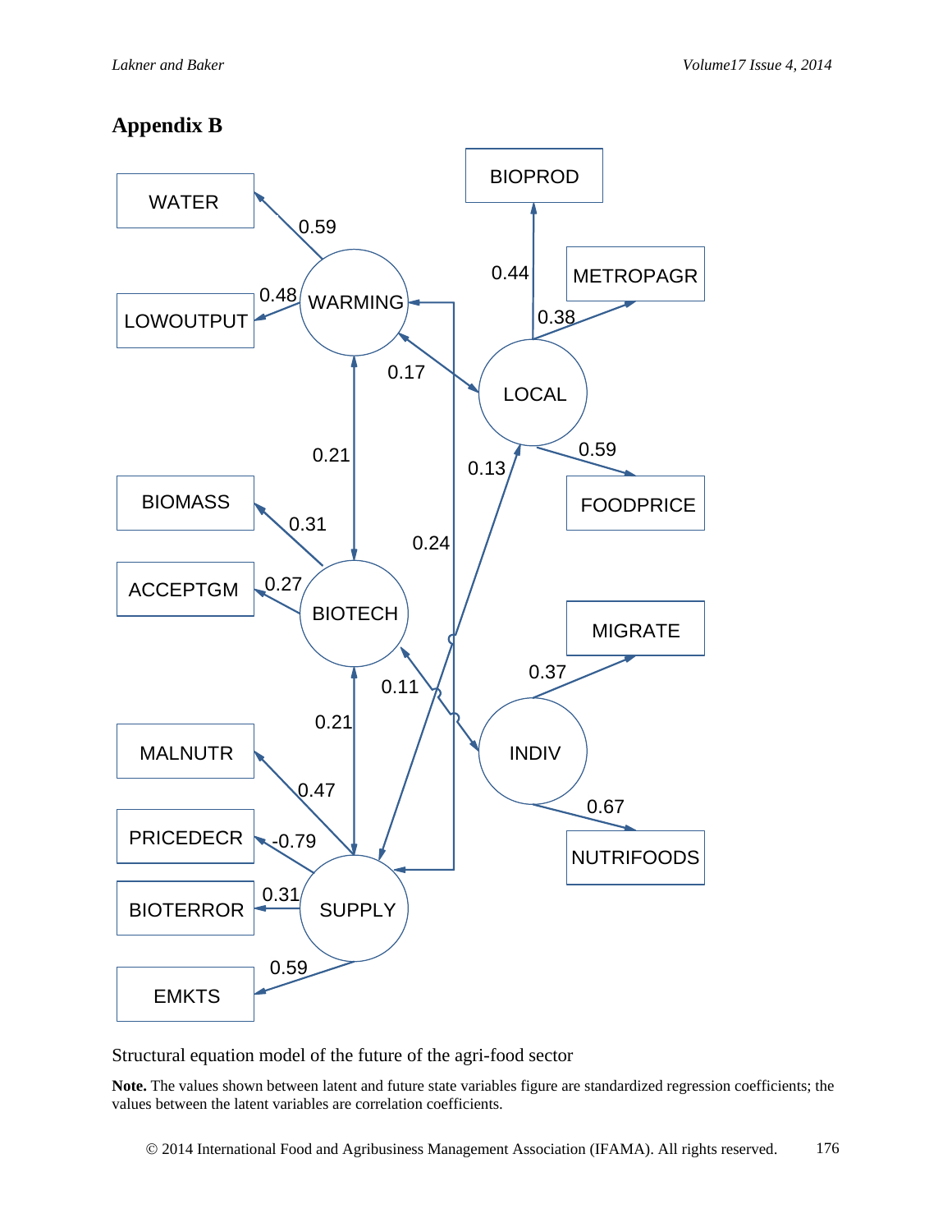## Appendix B

WATER
LOWOUTPUT
WARMING
0.59
0.48
BIOPROD
METROPAGR
LOCAL
0.44
0.38
0.17
0.59
FOODPRICE
0.21
0.13
0.24
BIOMASS
ACCEPTGM
BIOTECH
0.31
0.27
0.11
MIGRATE
INDIV
NUTRIFOODS
0.37
0.67
0.21
MALNUTR
PRICEDECR
BIOTERROR
EMKTS
SUPPLY
0.47
-0.79
0.31
0.59

Structural equation model of the future of the agri-food sector

**Note.** The values shown between latent and future state variables figure are standardized regression coefficients; the values between the latent variables are correlation coefficients.

© 2014 International Food and Agribusiness Management Association (IFAMA). All rights reserved.